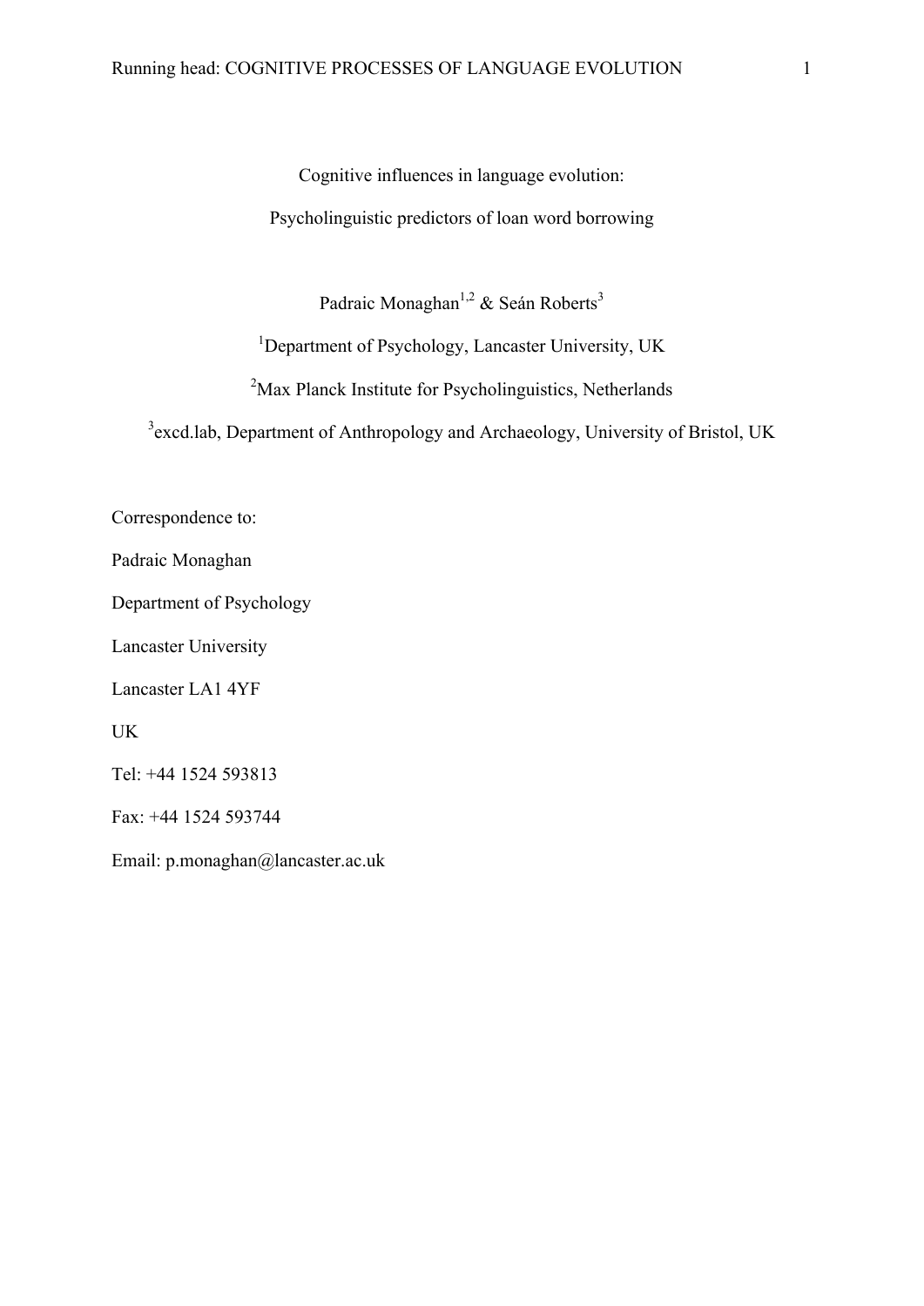# Cognitive influences in language evolution:

# Psycholinguistic predictors of loan word borrowing

Padraic Monaghan[1,2] & Seán Roberts[3]

[1]Department of Psychology, Lancaster University, UK

[2]Max Planck Institute for Psycholinguistics, Netherlands

[3]excd.lab, Department of Anthropology and Archaeology, University of Bristol, UK

Correspondence to:

Padraic Monaghan

Department of Psychology

Lancaster University

Lancaster LA1 4YF

UK

Tel: +44 1524 593813

Fax: +44 1524 593744

Email: p.monaghan@lancaster.ac.uk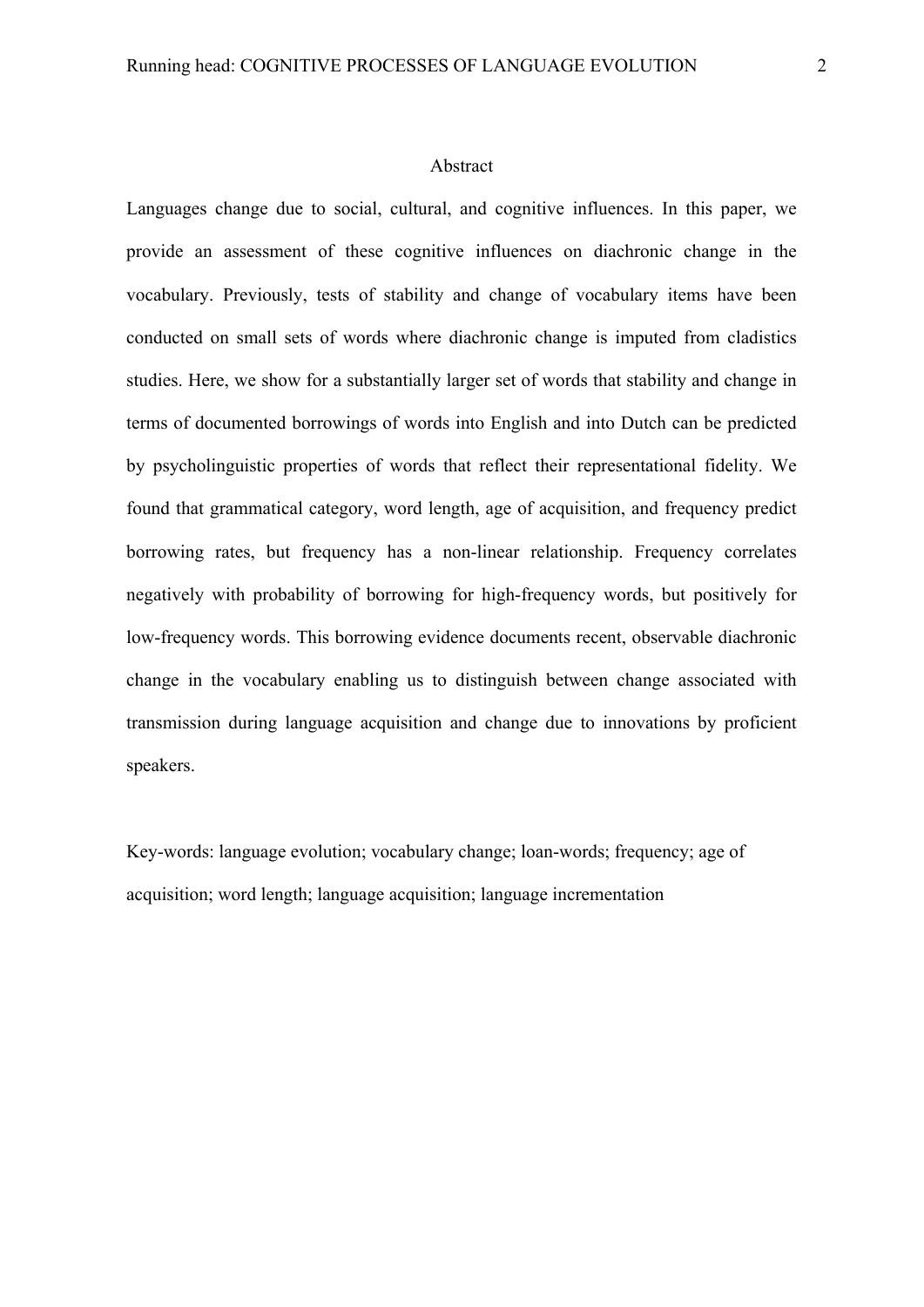# Abstract

Languages change due to social, cultural, and cognitive influences. In this paper, we provide an assessment of these cognitive influences on diachronic change in the vocabulary. Previously, tests of stability and change of vocabulary items have been conducted on small sets of words where diachronic change is imputed from cladistics studies. Here, we show for a substantially larger set of words that stability and change in terms of documented borrowings of words into English and into Dutch can be predicted by psycholinguistic properties of words that reflect their representational fidelity. We found that grammatical category, word length, age of acquisition, and frequency predict borrowing rates, but frequency has a non-linear relationship. Frequency correlates negatively with probability of borrowing for high-frequency words, but positively for low-frequency words. This borrowing evidence documents recent, observable diachronic change in the vocabulary enabling us to distinguish between change associated with transmission during language acquisition and change due to innovations by proficient speakers.

Key-words: language evolution; vocabulary change; loan-words; frequency; age of acquisition; word length; language acquisition; language incrementation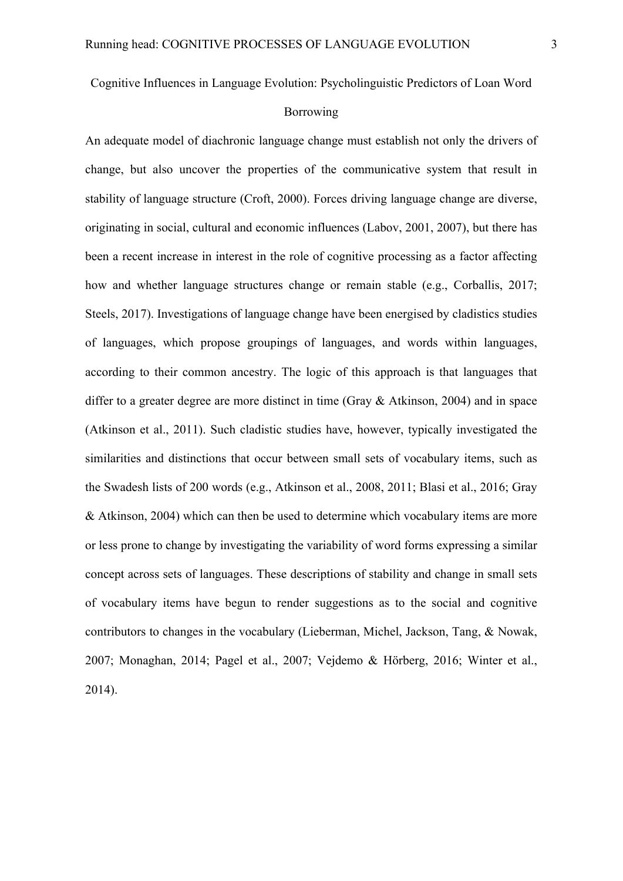# Cognitive Influences in Language Evolution: Psycholinguistic Predictors of Loan Word Borrowing

An adequate model of diachronic language change must establish not only the drivers of change, but also uncover the properties of the communicative system that result in stability of language structure (Croft, 2000). Forces driving language change are diverse, originating in social, cultural and economic influences (Labov, 2001, 2007), but there has been a recent increase in interest in the role of cognitive processing as a factor affecting how and whether language structures change or remain stable (e.g., Corballis, 2017; Steels, 2017). Investigations of language change have been energised by cladistics studies of languages, which propose groupings of languages, and words within languages, according to their common ancestry. The logic of this approach is that languages that differ to a greater degree are more distinct in time (Gray & Atkinson, 2004) and in space (Atkinson et al., 2011). Such cladistic studies have, however, typically investigated the similarities and distinctions that occur between small sets of vocabulary items, such as the Swadesh lists of 200 words (e.g., Atkinson et al., 2008, 2011; Blasi et al., 2016; Gray & Atkinson, 2004) which can then be used to determine which vocabulary items are more or less prone to change by investigating the variability of word forms expressing a similar concept across sets of languages. These descriptions of stability and change in small sets of vocabulary items have begun to render suggestions as to the social and cognitive contributors to changes in the vocabulary (Lieberman, Michel, Jackson, Tang, & Nowak, 2007; Monaghan, 2014; Pagel et al., 2007; Vejdemo & Hörberg, 2016; Winter et al., 2014).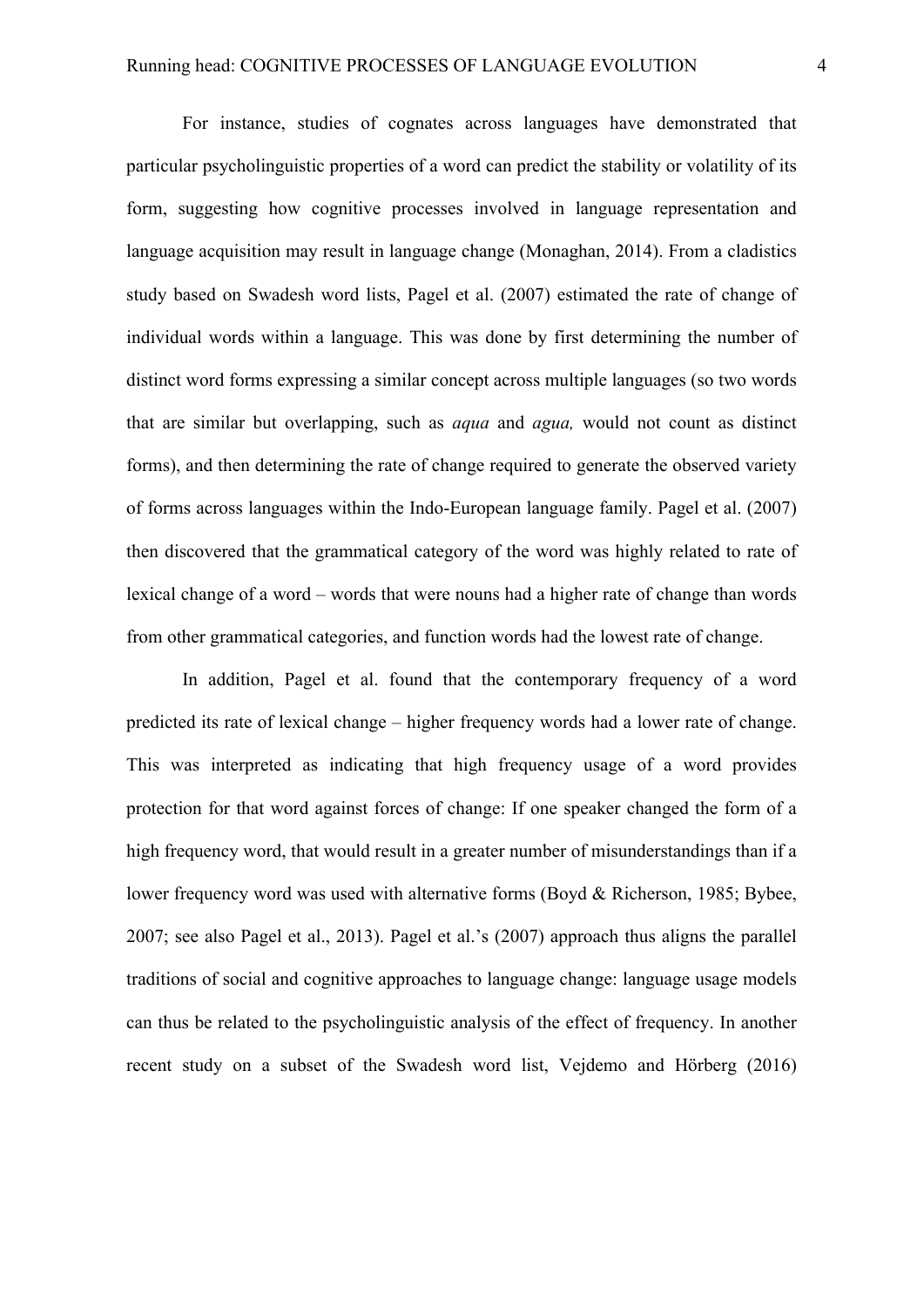For instance, studies of cognates across languages have demonstrated that particular psycholinguistic properties of a word can predict the stability or volatility of its form, suggesting how cognitive processes involved in language representation and language acquisition may result in language change (Monaghan, 2014). From a cladistics study based on Swadesh word lists, Pagel et al. (2007) estimated the rate of change of individual words within a language. This was done by first determining the number of distinct word forms expressing a similar concept across multiple languages (so two words that are similar but overlapping, such as *aqua* and *agua,* would not count as distinct forms), and then determining the rate of change required to generate the observed variety of forms across languages within the Indo-European language family. Pagel et al. (2007) then discovered that the grammatical category of the word was highly related to rate of lexical change of a word – words that were nouns had a higher rate of change than words from other grammatical categories, and function words had the lowest rate of change.

In addition, Pagel et al. found that the contemporary frequency of a word predicted its rate of lexical change – higher frequency words had a lower rate of change. This was interpreted as indicating that high frequency usage of a word provides protection for that word against forces of change: If one speaker changed the form of a high frequency word, that would result in a greater number of misunderstandings than if a lower frequency word was used with alternative forms (Boyd & Richerson, 1985; Bybee, 2007; see also Pagel et al., 2013). Pagel et al.'s (2007) approach thus aligns the parallel traditions of social and cognitive approaches to language change: language usage models can thus be related to the psycholinguistic analysis of the effect of frequency. In another recent study on a subset of the Swadesh word list, Vejdemo and Hörberg (2016)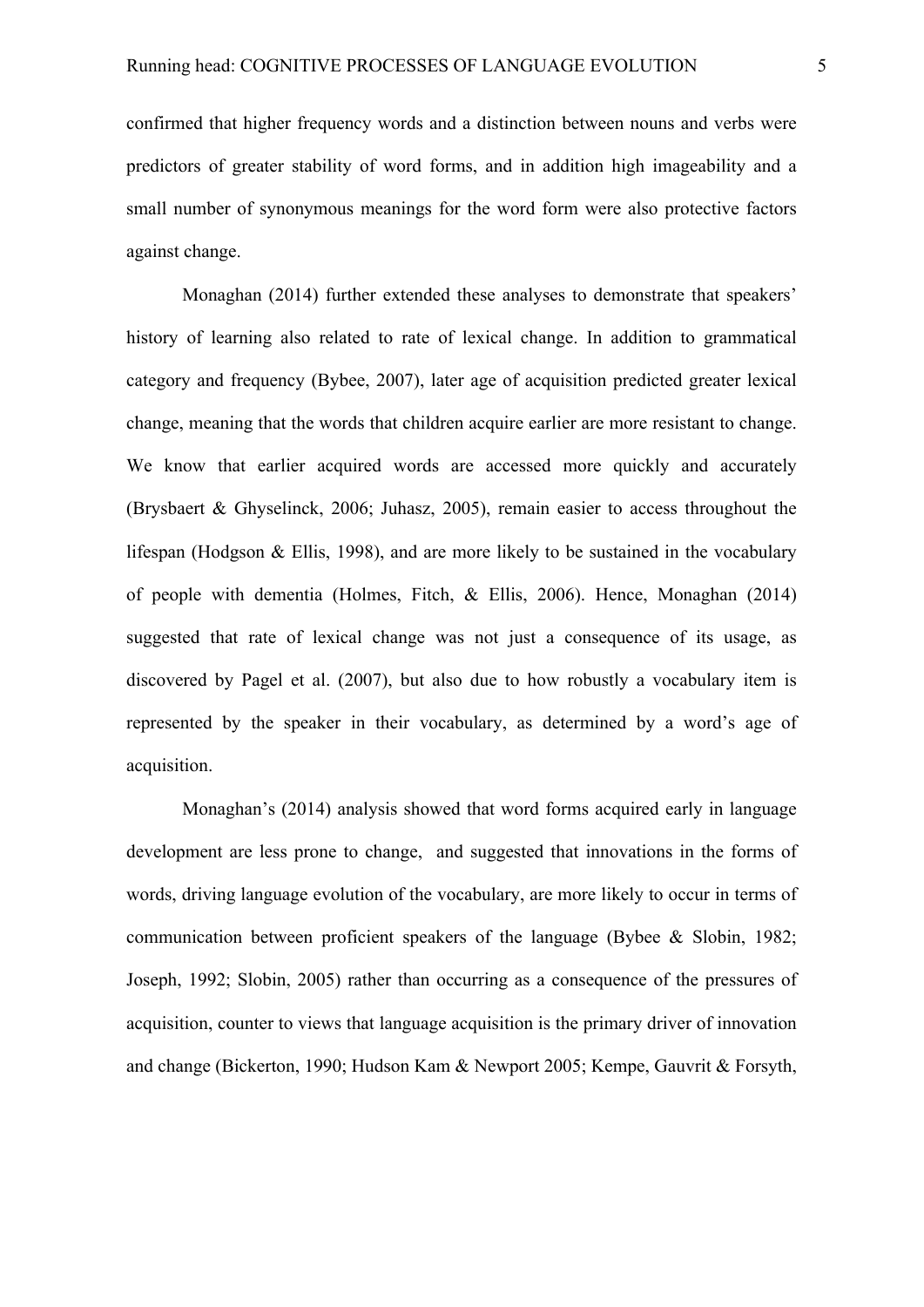confirmed that higher frequency words and a distinction between nouns and verbs were predictors of greater stability of word forms, and in addition high imageability and a small number of synonymous meanings for the word form were also protective factors against change.

Monaghan (2014) further extended these analyses to demonstrate that speakers' history of learning also related to rate of lexical change. In addition to grammatical category and frequency (Bybee, 2007), later age of acquisition predicted greater lexical change, meaning that the words that children acquire earlier are more resistant to change. We know that earlier acquired words are accessed more quickly and accurately (Brysbaert & Ghyselinck, 2006; Juhasz, 2005), remain easier to access throughout the lifespan (Hodgson & Ellis, 1998), and are more likely to be sustained in the vocabulary of people with dementia (Holmes, Fitch, & Ellis, 2006). Hence, Monaghan (2014) suggested that rate of lexical change was not just a consequence of its usage, as discovered by Pagel et al. (2007), but also due to how robustly a vocabulary item is represented by the speaker in their vocabulary, as determined by a word's age of acquisition.

Monaghan's (2014) analysis showed that word forms acquired early in language development are less prone to change, and suggested that innovations in the forms of words, driving language evolution of the vocabulary, are more likely to occur in terms of communication between proficient speakers of the language (Bybee & Slobin, 1982; Joseph, 1992; Slobin, 2005) rather than occurring as a consequence of the pressures of acquisition, counter to views that language acquisition is the primary driver of innovation and change (Bickerton, 1990; Hudson Kam & Newport 2005; Kempe, Gauvrit & Forsyth,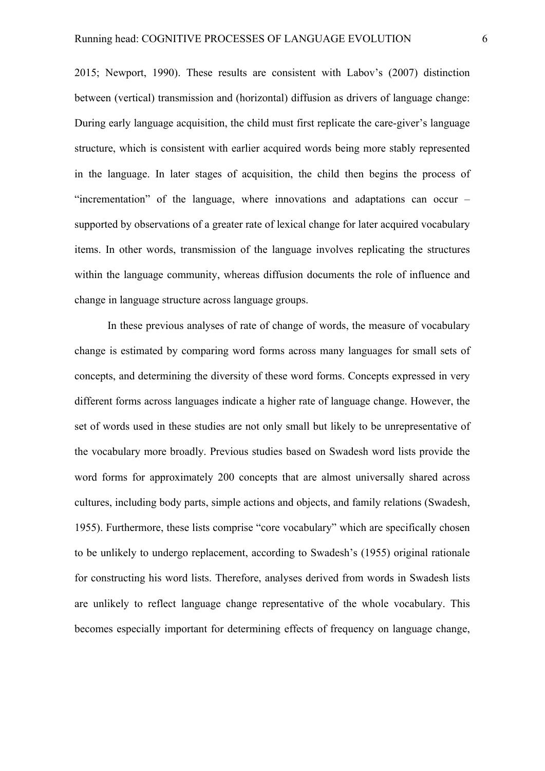2015; Newport, 1990). These results are consistent with Labov's (2007) distinction between (vertical) transmission and (horizontal) diffusion as drivers of language change: During early language acquisition, the child must first replicate the care-giver's language structure, which is consistent with earlier acquired words being more stably represented in the language. In later stages of acquisition, the child then begins the process of "incrementation" of the language, where innovations and adaptations can occur – supported by observations of a greater rate of lexical change for later acquired vocabulary items. In other words, transmission of the language involves replicating the structures within the language community, whereas diffusion documents the role of influence and change in language structure across language groups.

In these previous analyses of rate of change of words, the measure of vocabulary change is estimated by comparing word forms across many languages for small sets of concepts, and determining the diversity of these word forms. Concepts expressed in very different forms across languages indicate a higher rate of language change. However, the set of words used in these studies are not only small but likely to be unrepresentative of the vocabulary more broadly. Previous studies based on Swadesh word lists provide the word forms for approximately 200 concepts that are almost universally shared across cultures, including body parts, simple actions and objects, and family relations (Swadesh, 1955). Furthermore, these lists comprise "core vocabulary" which are specifically chosen to be unlikely to undergo replacement, according to Swadesh's (1955) original rationale for constructing his word lists. Therefore, analyses derived from words in Swadesh lists are unlikely to reflect language change representative of the whole vocabulary. This becomes especially important for determining effects of frequency on language change,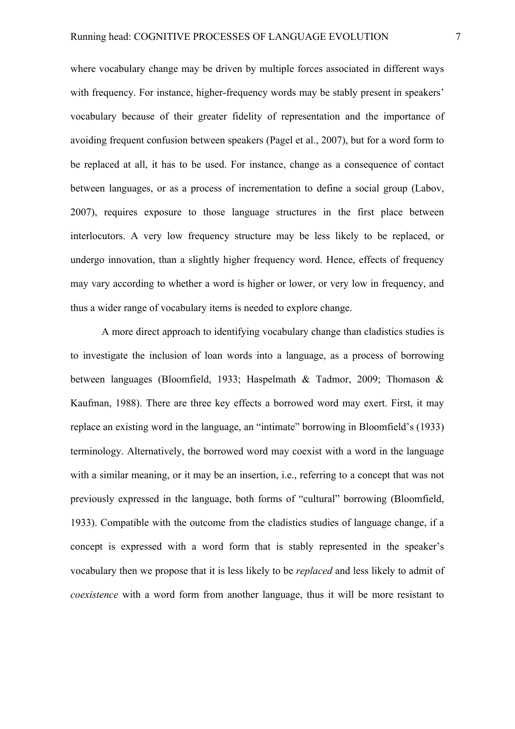where vocabulary change may be driven by multiple forces associated in different ways with frequency. For instance, higher-frequency words may be stably present in speakers' vocabulary because of their greater fidelity of representation and the importance of avoiding frequent confusion between speakers (Pagel et al., 2007), but for a word form to be replaced at all, it has to be used. For instance, change as a consequence of contact between languages, or as a process of incrementation to define a social group (Labov, 2007), requires exposure to those language structures in the first place between interlocutors. A very low frequency structure may be less likely to be replaced, or undergo innovation, than a slightly higher frequency word. Hence, effects of frequency may vary according to whether a word is higher or lower, or very low in frequency, and thus a wider range of vocabulary items is needed to explore change.

A more direct approach to identifying vocabulary change than cladistics studies is to investigate the inclusion of loan words into a language, as a process of borrowing between languages (Bloomfield, 1933; Haspelmath & Tadmor, 2009; Thomason & Kaufman, 1988). There are three key effects a borrowed word may exert. First, it may replace an existing word in the language, an "intimate" borrowing in Bloomfield's (1933) terminology. Alternatively, the borrowed word may coexist with a word in the language with a similar meaning, or it may be an insertion, i.e., referring to a concept that was not previously expressed in the language, both forms of "cultural" borrowing (Bloomfield, 1933). Compatible with the outcome from the cladistics studies of language change, if a concept is expressed with a word form that is stably represented in the speaker's vocabulary then we propose that it is less likely to be *replaced* and less likely to admit of *coexistence* with a word form from another language, thus it will be more resistant to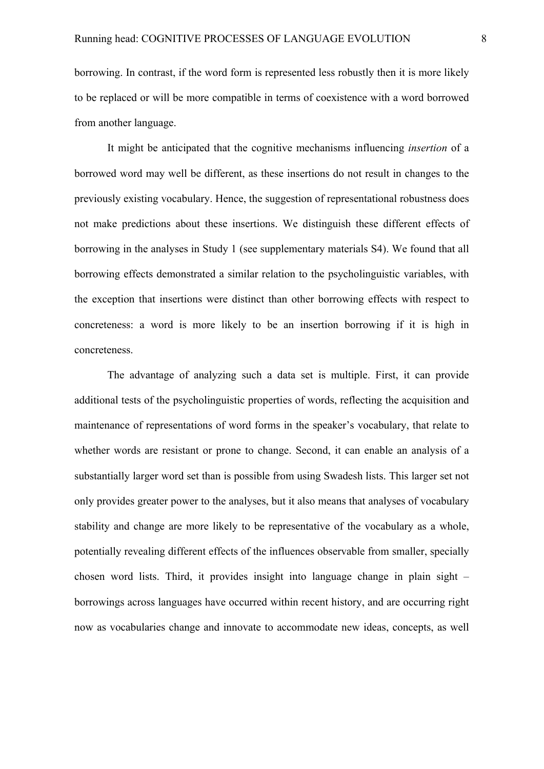borrowing. In contrast, if the word form is represented less robustly then it is more likely to be replaced or will be more compatible in terms of coexistence with a word borrowed from another language.

It might be anticipated that the cognitive mechanisms influencing *insertion* of a borrowed word may well be different, as these insertions do not result in changes to the previously existing vocabulary. Hence, the suggestion of representational robustness does not make predictions about these insertions. We distinguish these different effects of borrowing in the analyses in Study 1 (see supplementary materials S4). We found that all borrowing effects demonstrated a similar relation to the psycholinguistic variables, with the exception that insertions were distinct than other borrowing effects with respect to concreteness: a word is more likely to be an insertion borrowing if it is high in concreteness.

The advantage of analyzing such a data set is multiple. First, it can provide additional tests of the psycholinguistic properties of words, reflecting the acquisition and maintenance of representations of word forms in the speaker's vocabulary, that relate to whether words are resistant or prone to change. Second, it can enable an analysis of a substantially larger word set than is possible from using Swadesh lists. This larger set not only provides greater power to the analyses, but it also means that analyses of vocabulary stability and change are more likely to be representative of the vocabulary as a whole, potentially revealing different effects of the influences observable from smaller, specially chosen word lists. Third, it provides insight into language change in plain sight – borrowings across languages have occurred within recent history, and are occurring right now as vocabularies change and innovate to accommodate new ideas, concepts, as well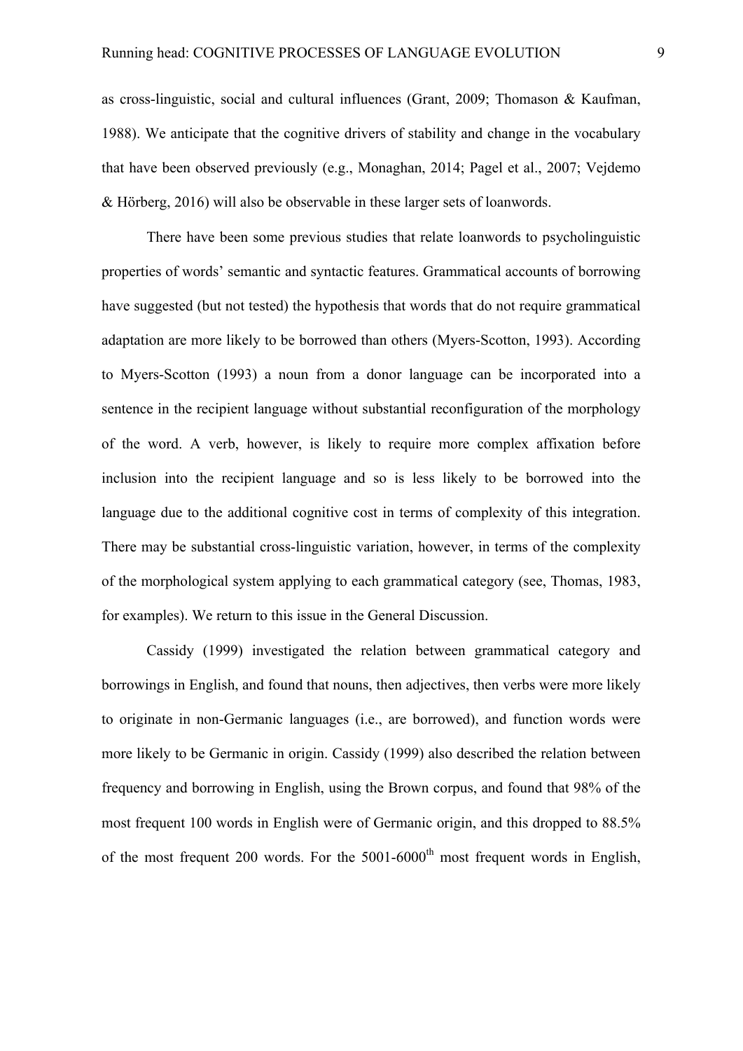as cross-linguistic, social and cultural influences (Grant, 2009; Thomason & Kaufman, 1988). We anticipate that the cognitive drivers of stability and change in the vocabulary that have been observed previously (e.g., Monaghan, 2014; Pagel et al., 2007; Vejdemo & Hörberg, 2016) will also be observable in these larger sets of loanwords.

There have been some previous studies that relate loanwords to psycholinguistic properties of words' semantic and syntactic features. Grammatical accounts of borrowing have suggested (but not tested) the hypothesis that words that do not require grammatical adaptation are more likely to be borrowed than others (Myers-Scotton, 1993). According to Myers-Scotton (1993) a noun from a donor language can be incorporated into a sentence in the recipient language without substantial reconfiguration of the morphology of the word. A verb, however, is likely to require more complex affixation before inclusion into the recipient language and so is less likely to be borrowed into the language due to the additional cognitive cost in terms of complexity of this integration. There may be substantial cross-linguistic variation, however, in terms of the complexity of the morphological system applying to each grammatical category (see, Thomas, 1983, for examples). We return to this issue in the General Discussion.

Cassidy (1999) investigated the relation between grammatical category and borrowings in English, and found that nouns, then adjectives, then verbs were more likely to originate in non-Germanic languages (i.e., are borrowed), and function words were more likely to be Germanic in origin. Cassidy (1999) also described the relation between frequency and borrowing in English, using the Brown corpus, and found that 98% of the most frequent 100 words in English were of Germanic origin, and this dropped to 88.5% of the most frequent 200 words. For the 5001-6000$^{th}$ most frequent words in English,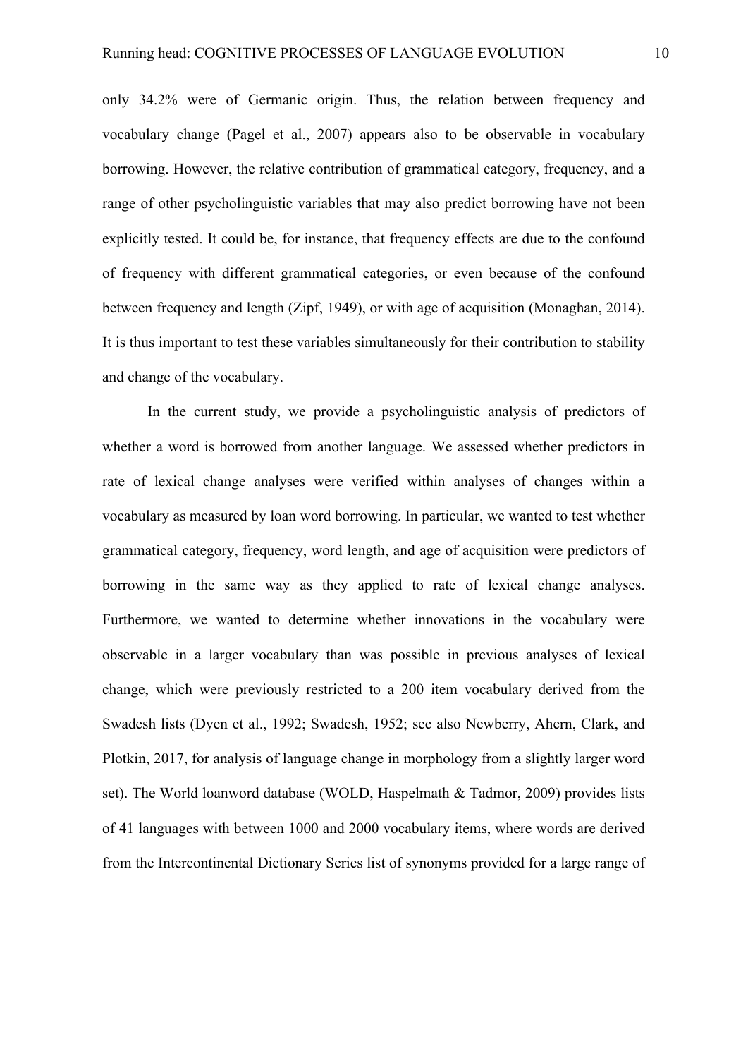only 34.2% were of Germanic origin. Thus, the relation between frequency and vocabulary change (Pagel et al., 2007) appears also to be observable in vocabulary borrowing. However, the relative contribution of grammatical category, frequency, and a range of other psycholinguistic variables that may also predict borrowing have not been explicitly tested. It could be, for instance, that frequency effects are due to the confound of frequency with different grammatical categories, or even because of the confound between frequency and length (Zipf, 1949), or with age of acquisition (Monaghan, 2014). It is thus important to test these variables simultaneously for their contribution to stability and change of the vocabulary.

In the current study, we provide a psycholinguistic analysis of predictors of whether a word is borrowed from another language. We assessed whether predictors in rate of lexical change analyses were verified within analyses of changes within a vocabulary as measured by loan word borrowing. In particular, we wanted to test whether grammatical category, frequency, word length, and age of acquisition were predictors of borrowing in the same way as they applied to rate of lexical change analyses. Furthermore, we wanted to determine whether innovations in the vocabulary were observable in a larger vocabulary than was possible in previous analyses of lexical change, which were previously restricted to a 200 item vocabulary derived from the Swadesh lists (Dyen et al., 1992; Swadesh, 1952; see also Newberry, Ahern, Clark, and Plotkin, 2017, for analysis of language change in morphology from a slightly larger word set). The World loanword database (WOLD, Haspelmath & Tadmor, 2009) provides lists of 41 languages with between 1000 and 2000 vocabulary items, where words are derived from the Intercontinental Dictionary Series list of synonyms provided for a large range of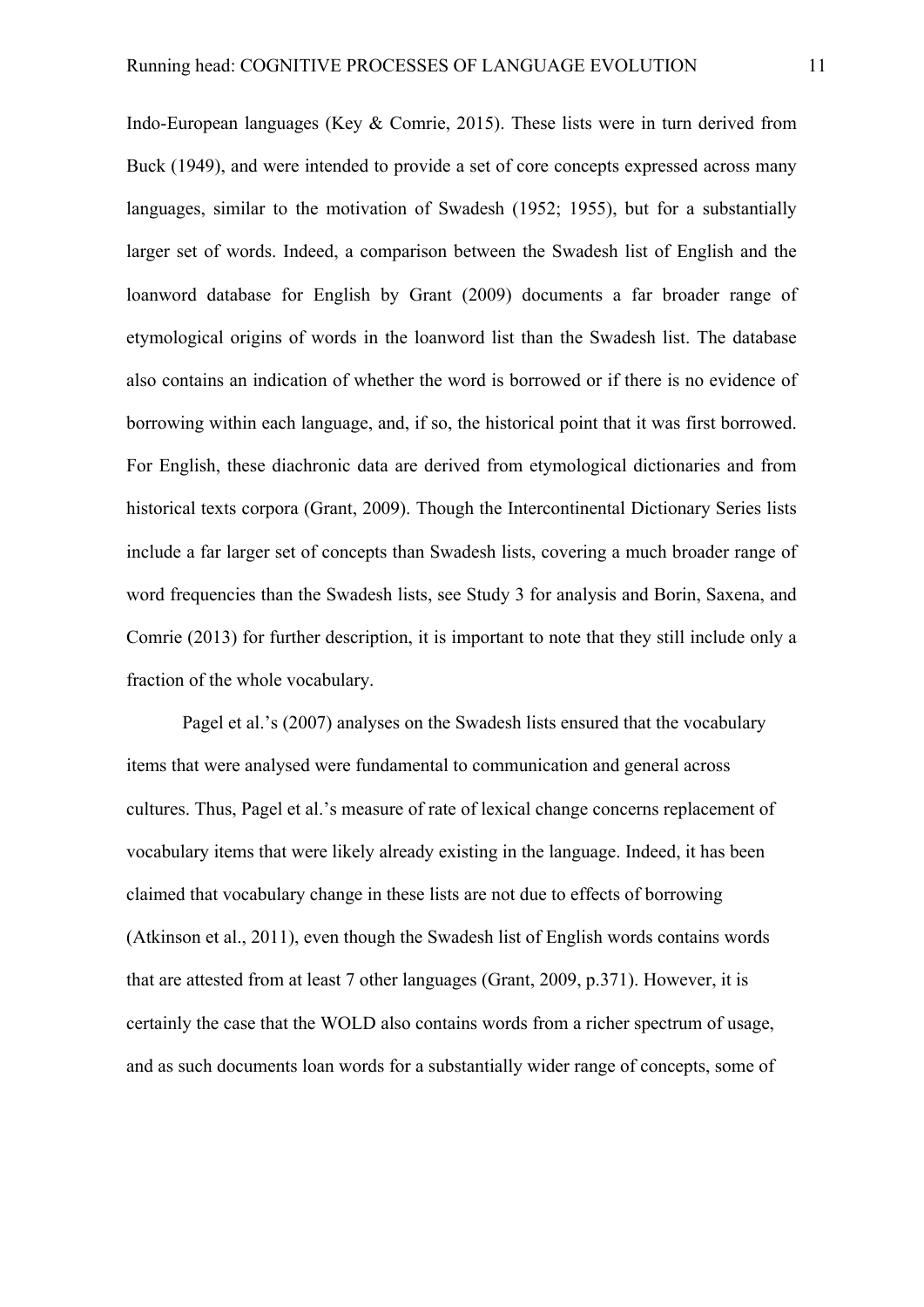Indo-European languages (Key & Comrie, 2015). These lists were in turn derived from Buck (1949), and were intended to provide a set of core concepts expressed across many languages, similar to the motivation of Swadesh (1952; 1955), but for a substantially larger set of words. Indeed, a comparison between the Swadesh list of English and the loanword database for English by Grant (2009) documents a far broader range of etymological origins of words in the loanword list than the Swadesh list. The database also contains an indication of whether the word is borrowed or if there is no evidence of borrowing within each language, and, if so, the historical point that it was first borrowed. For English, these diachronic data are derived from etymological dictionaries and from historical texts corpora (Grant, 2009). Though the Intercontinental Dictionary Series lists include a far larger set of concepts than Swadesh lists, covering a much broader range of word frequencies than the Swadesh lists, see Study 3 for analysis and Borin, Saxena, and Comrie (2013) for further description, it is important to note that they still include only a fraction of the whole vocabulary.

Pagel et al.'s (2007) analyses on the Swadesh lists ensured that the vocabulary items that were analysed were fundamental to communication and general across cultures. Thus, Pagel et al.'s measure of rate of lexical change concerns replacement of vocabulary items that were likely already existing in the language. Indeed, it has been claimed that vocabulary change in these lists are not due to effects of borrowing (Atkinson et al., 2011), even though the Swadesh list of English words contains words that are attested from at least 7 other languages (Grant, 2009, p.371). However, it is certainly the case that the WOLD also contains words from a richer spectrum of usage, and as such documents loan words for a substantially wider range of concepts, some of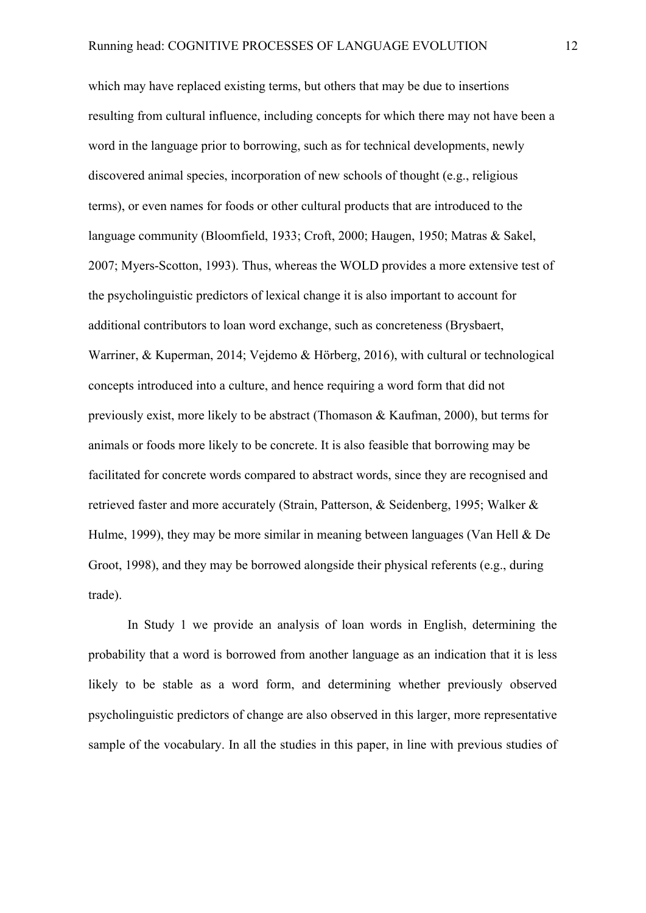which may have replaced existing terms, but others that may be due to insertions resulting from cultural influence, including concepts for which there may not have been a word in the language prior to borrowing, such as for technical developments, newly discovered animal species, incorporation of new schools of thought (e.g., religious terms), or even names for foods or other cultural products that are introduced to the language community (Bloomfield, 1933; Croft, 2000; Haugen, 1950; Matras & Sakel, 2007; Myers-Scotton, 1993). Thus, whereas the WOLD provides a more extensive test of the psycholinguistic predictors of lexical change it is also important to account for additional contributors to loan word exchange, such as concreteness (Brysbaert, Warriner, & Kuperman, 2014; Vejdemo & Hörberg, 2016), with cultural or technological concepts introduced into a culture, and hence requiring a word form that did not previously exist, more likely to be abstract (Thomason & Kaufman, 2000), but terms for animals or foods more likely to be concrete. It is also feasible that borrowing may be facilitated for concrete words compared to abstract words, since they are recognised and retrieved faster and more accurately (Strain, Patterson, & Seidenberg, 1995; Walker & Hulme, 1999), they may be more similar in meaning between languages (Van Hell & De Groot, 1998), and they may be borrowed alongside their physical referents (e.g., during trade).

In Study 1 we provide an analysis of loan words in English, determining the probability that a word is borrowed from another language as an indication that it is less likely to be stable as a word form, and determining whether previously observed psycholinguistic predictors of change are also observed in this larger, more representative sample of the vocabulary. In all the studies in this paper, in line with previous studies of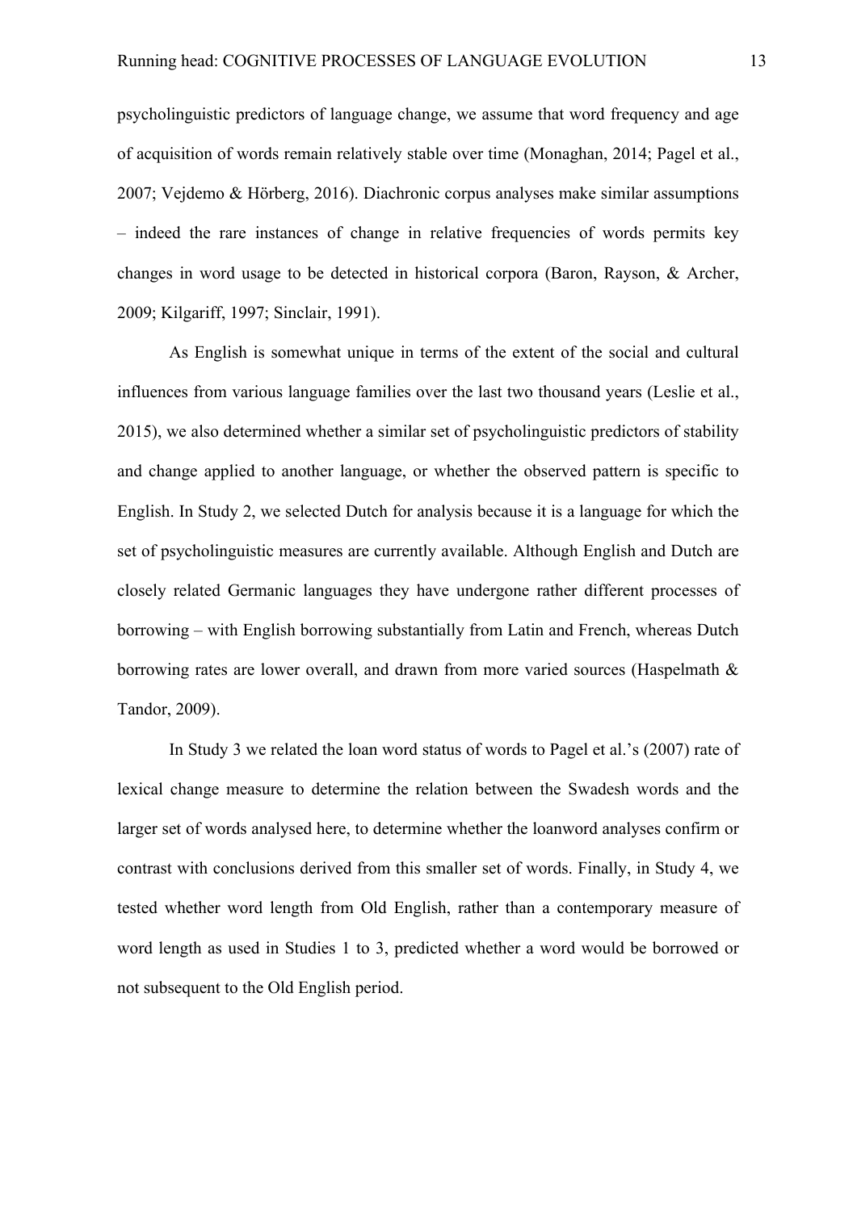psycholinguistic predictors of language change, we assume that word frequency and age of acquisition of words remain relatively stable over time (Monaghan, 2014; Pagel et al., 2007; Vejdemo & Hörberg, 2016). Diachronic corpus analyses make similar assumptions – indeed the rare instances of change in relative frequencies of words permits key changes in word usage to be detected in historical corpora (Baron, Rayson, & Archer, 2009; Kilgariff, 1997; Sinclair, 1991).

As English is somewhat unique in terms of the extent of the social and cultural influences from various language families over the last two thousand years (Leslie et al., 2015), we also determined whether a similar set of psycholinguistic predictors of stability and change applied to another language, or whether the observed pattern is specific to English. In Study 2, we selected Dutch for analysis because it is a language for which the set of psycholinguistic measures are currently available. Although English and Dutch are closely related Germanic languages they have undergone rather different processes of borrowing – with English borrowing substantially from Latin and French, whereas Dutch borrowing rates are lower overall, and drawn from more varied sources (Haspelmath & Tandor, 2009).

In Study 3 we related the loan word status of words to Pagel et al.'s (2007) rate of lexical change measure to determine the relation between the Swadesh words and the larger set of words analysed here, to determine whether the loanword analyses confirm or contrast with conclusions derived from this smaller set of words. Finally, in Study 4, we tested whether word length from Old English, rather than a contemporary measure of word length as used in Studies 1 to 3, predicted whether a word would be borrowed or not subsequent to the Old English period.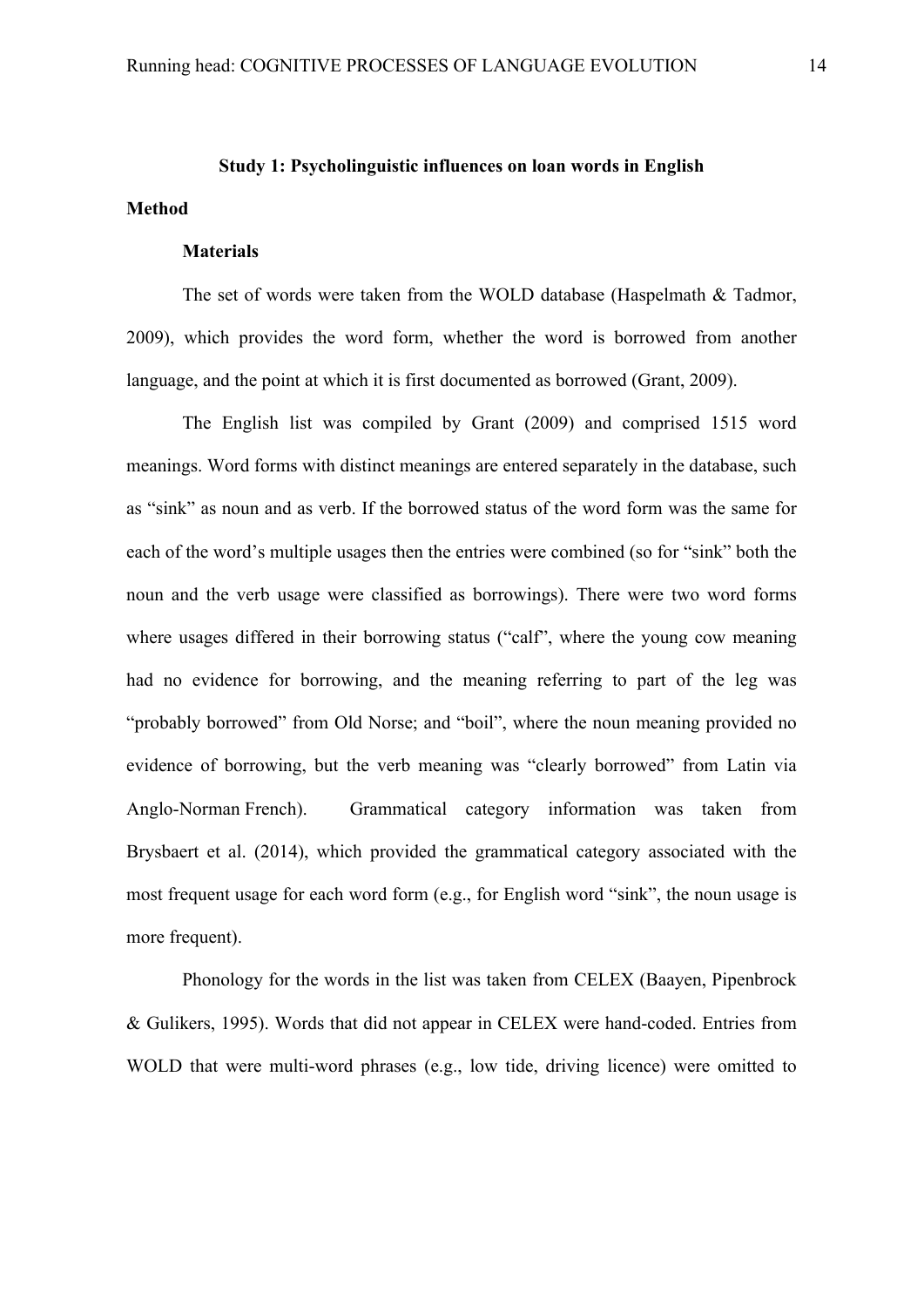## Study 1: Psycholinguistic influences on loan words in English

### Method

#### Materials

The set of words were taken from the WOLD database (Haspelmath & Tadmor, 2009), which provides the word form, whether the word is borrowed from another language, and the point at which it is first documented as borrowed (Grant, 2009).

The English list was compiled by Grant (2009) and comprised 1515 word meanings. Word forms with distinct meanings are entered separately in the database, such as "sink" as noun and as verb. If the borrowed status of the word form was the same for each of the word's multiple usages then the entries were combined (so for "sink" both the noun and the verb usage were classified as borrowings). There were two word forms where usages differed in their borrowing status ("calf", where the young cow meaning had no evidence for borrowing, and the meaning referring to part of the leg was "probably borrowed" from Old Norse; and "boil", where the noun meaning provided no evidence of borrowing, but the verb meaning was "clearly borrowed" from Latin via Anglo-Norman French). Grammatical category information was taken from Brysbaert et al. (2014), which provided the grammatical category associated with the most frequent usage for each word form (e.g., for English word "sink", the noun usage is more frequent).

Phonology for the words in the list was taken from CELEX (Baayen, Pipenbrock & Gulikers, 1995). Words that did not appear in CELEX were hand-coded. Entries from WOLD that were multi-word phrases (e.g., low tide, driving licence) were omitted to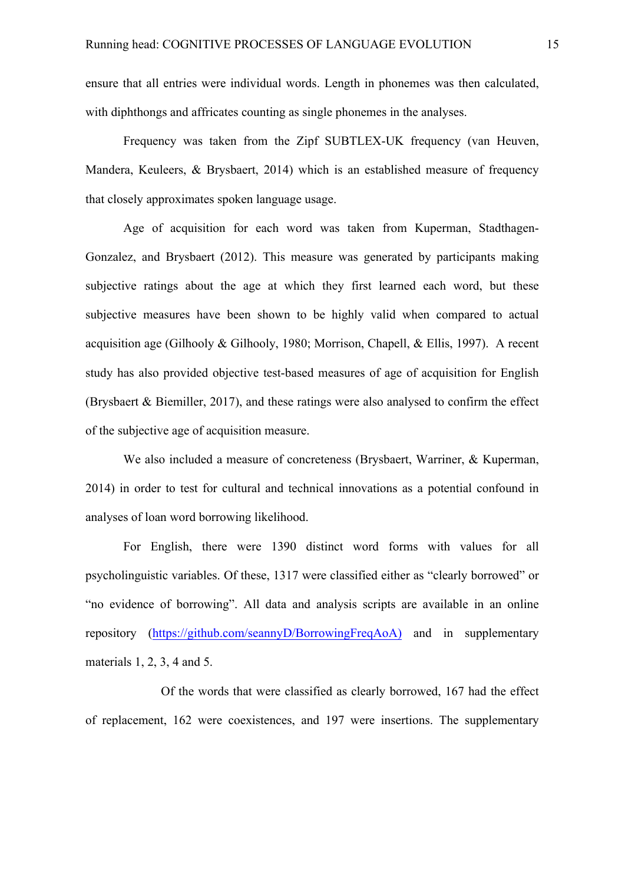ensure that all entries were individual words. Length in phonemes was then calculated, with diphthongs and affricates counting as single phonemes in the analyses.

Frequency was taken from the Zipf SUBTLEX-UK frequency (van Heuven, Mandera, Keuleers, & Brysbaert, 2014) which is an established measure of frequency that closely approximates spoken language usage.

Age of acquisition for each word was taken from Kuperman, Stadthagen-Gonzalez, and Brysbaert (2012). This measure was generated by participants making subjective ratings about the age at which they first learned each word, but these subjective measures have been shown to be highly valid when compared to actual acquisition age (Gilhooly & Gilhooly, 1980; Morrison, Chapell, & Ellis, 1997). A recent study has also provided objective test-based measures of age of acquisition for English (Brysbaert & Biemiller, 2017), and these ratings were also analysed to confirm the effect of the subjective age of acquisition measure.

We also included a measure of concreteness (Brysbaert, Warriner, & Kuperman, 2014) in order to test for cultural and technical innovations as a potential confound in analyses of loan word borrowing likelihood.

For English, there were 1390 distinct word forms with values for all psycholinguistic variables. Of these, 1317 were classified either as "clearly borrowed" or "no evidence of borrowing". All data and analysis scripts are available in an online repository (https://github.com/seannyD/BorrowingFreqAoA) and in supplementary materials 1, 2, 3, 4 and 5.

Of the words that were classified as clearly borrowed, 167 had the effect of replacement, 162 were coexistences, and 197 were insertions. The supplementary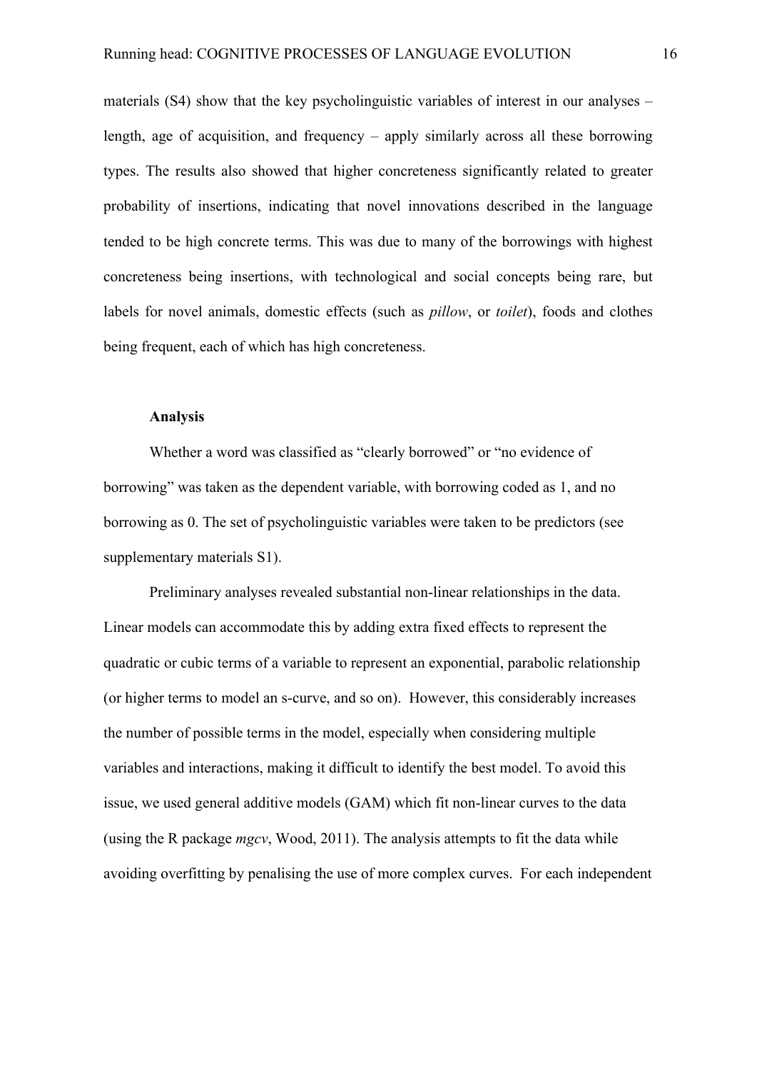materials (S4) show that the key psycholinguistic variables of interest in our analyses – length, age of acquisition, and frequency – apply similarly across all these borrowing types. The results also showed that higher concreteness significantly related to greater probability of insertions, indicating that novel innovations described in the language tended to be high concrete terms. This was due to many of the borrowings with highest concreteness being insertions, with technological and social concepts being rare, but labels for novel animals, domestic effects (such as *pillow*, or *toilet*), foods and clothes being frequent, each of which has high concreteness.

### Analysis

Whether a word was classified as "clearly borrowed" or "no evidence of borrowing" was taken as the dependent variable, with borrowing coded as 1, and no borrowing as 0. The set of psycholinguistic variables were taken to be predictors (see supplementary materials S1).

Preliminary analyses revealed substantial non-linear relationships in the data. Linear models can accommodate this by adding extra fixed effects to represent the quadratic or cubic terms of a variable to represent an exponential, parabolic relationship (or higher terms to model an s-curve, and so on). However, this considerably increases the number of possible terms in the model, especially when considering multiple variables and interactions, making it difficult to identify the best model. To avoid this issue, we used general additive models (GAM) which fit non-linear curves to the data (using the R package *mgcv*, Wood, 2011). The analysis attempts to fit the data while avoiding overfitting by penalising the use of more complex curves. For each independent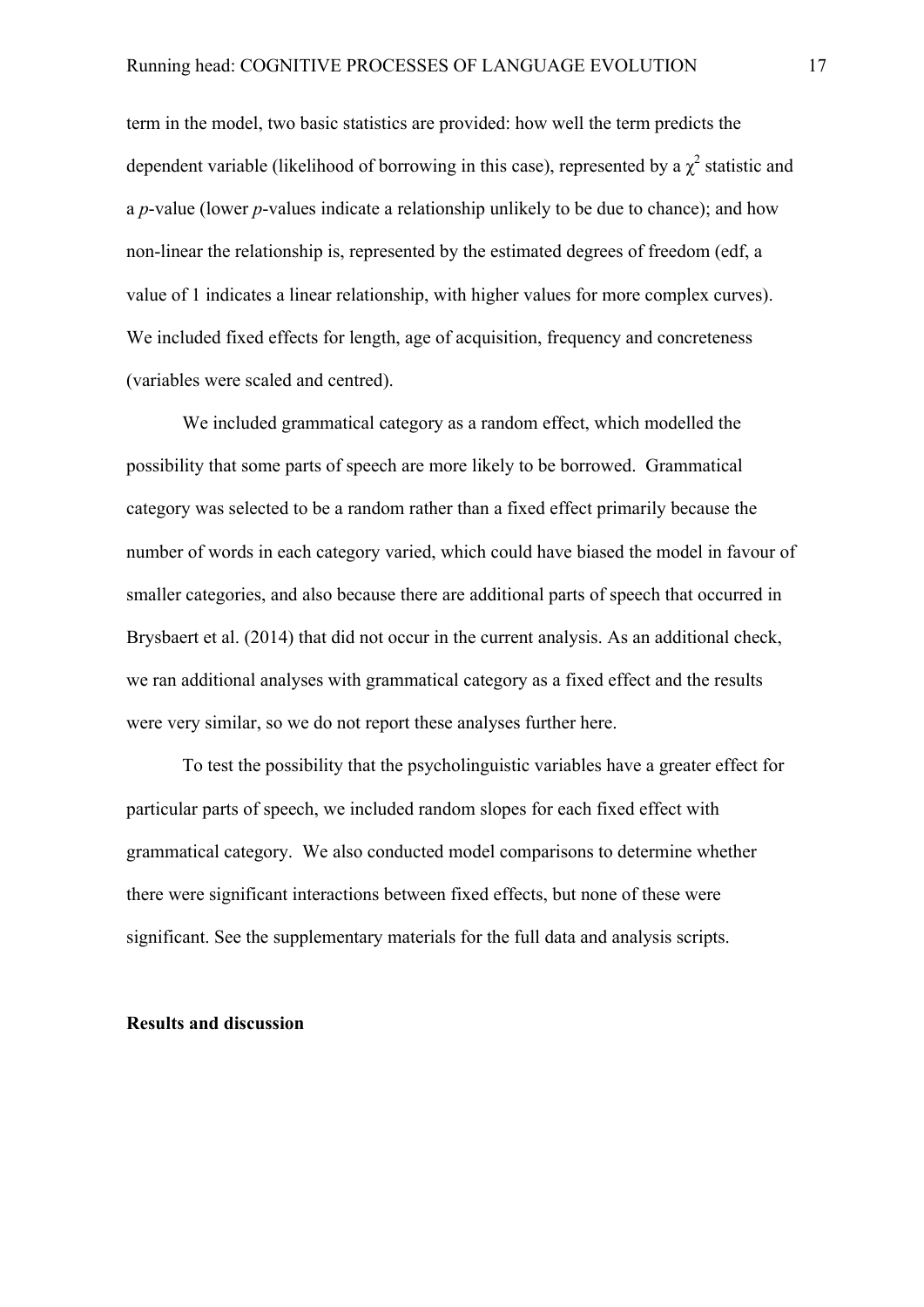term in the model, two basic statistics are provided: how well the term predicts the dependent variable (likelihood of borrowing in this case), represented by a $\chi^2$ statistic and a *p*-value (lower *p*-values indicate a relationship unlikely to be due to chance); and how non-linear the relationship is, represented by the estimated degrees of freedom (edf, a value of 1 indicates a linear relationship, with higher values for more complex curves). We included fixed effects for length, age of acquisition, frequency and concreteness (variables were scaled and centred).

We included grammatical category as a random effect, which modelled the possibility that some parts of speech are more likely to be borrowed. Grammatical category was selected to be a random rather than a fixed effect primarily because the number of words in each category varied, which could have biased the model in favour of smaller categories, and also because there are additional parts of speech that occurred in Brysbaert et al. (2014) that did not occur in the current analysis. As an additional check, we ran additional analyses with grammatical category as a fixed effect and the results were very similar, so we do not report these analyses further here.

To test the possibility that the psycholinguistic variables have a greater effect for particular parts of speech, we included random slopes for each fixed effect with grammatical category. We also conducted model comparisons to determine whether there were significant interactions between fixed effects, but none of these were significant. See the supplementary materials for the full data and analysis scripts.

**Results and discussion**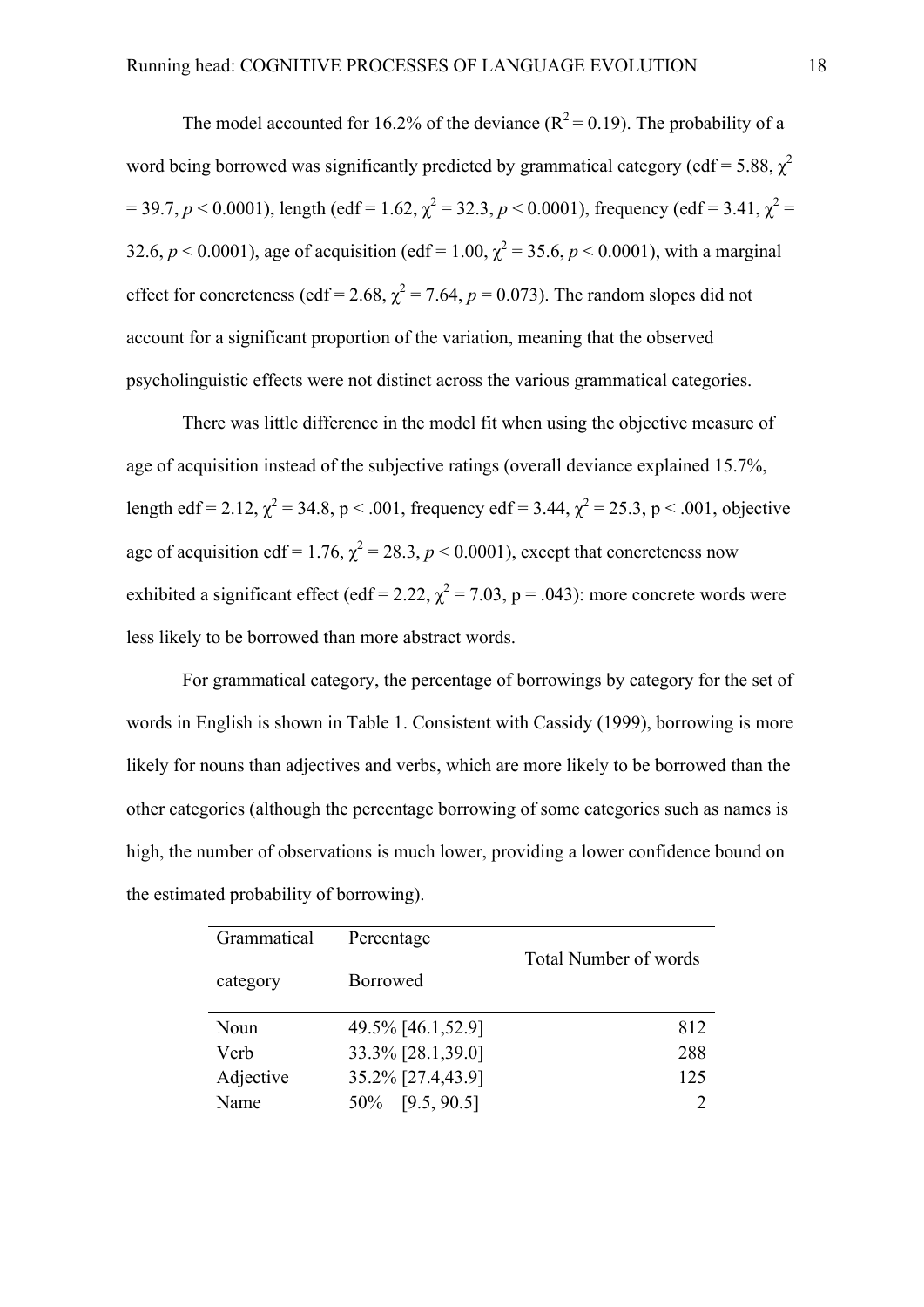The model accounted for 16.2% of the deviance ($R^2 = 0.19$). The probability of a word being borrowed was significantly predicted by grammatical category (edf = 5.88, $\chi^2 = 39.7$, $p < 0.0001$), length (edf = 1.62, $\chi^2 = 32.3$, $p < 0.0001$), frequency (edf = 3.41, $\chi^2 = 32.6$, $p < 0.0001$), age of acquisition (edf = 1.00, $\chi^2 = 35.6$, $p < 0.0001$), with a marginal effect for concreteness (edf = 2.68, $\chi^2 = 7.64$, $p = 0.073$). The random slopes did not account for a significant proportion of the variation, meaning that the observed psycholinguistic effects were not distinct across the various grammatical categories.

There was little difference in the model fit when using the objective measure of age of acquisition instead of the subjective ratings (overall deviance explained 15.7%, length edf = 2.12, $\chi^2 = 34.8$, $p < .001$, frequency edf = 3.44, $\chi^2 = 25.3$, $p < .001$, objective age of acquisition edf = 1.76, $\chi^2 = 28.3$, $p < 0.0001$), except that concreteness now exhibited a significant effect (edf = 2.22, $\chi^2 = 7.03$, $p = .043$): more concrete words were less likely to be borrowed than more abstract words.

For grammatical category, the percentage of borrowings by category for the set of words in English is shown in Table 1. Consistent with Cassidy (1999), borrowing is more likely for nouns than adjectives and verbs, which are more likely to be borrowed than the other categories (although the percentage borrowing of some categories such as names is high, the number of observations is much lower, providing a lower confidence bound on the estimated probability of borrowing).

| Grammatical category | Percentage Borrowed | Total Number of words |
|---|---|---|
| Noun | 49.5% [46.1,52.9] | 812 |
| Verb | 33.3% [28.1,39.0] | 288 |
| Adjective | 35.2% [27.4,43.9] | 125 |
| Name | 50% [9.5, 90.5] | 2 |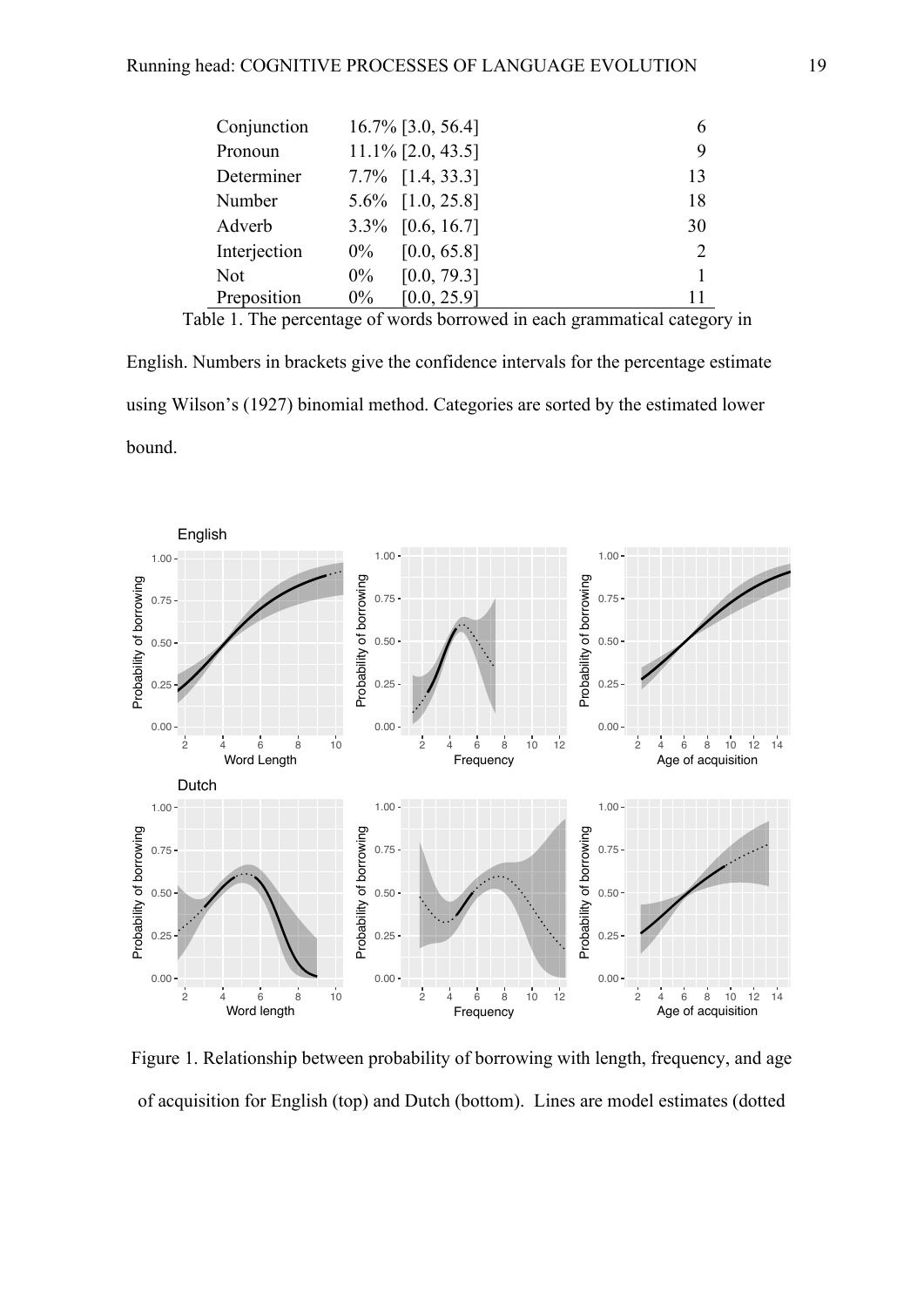| | | |
|---|---|---|
| Conjunction | 16.7% [3.0, 56.4] | 6 |
| Pronoun | 11.1% [2.0, 43.5] | 9 |
| Determiner | 7.7% [1.4, 33.3] | 13 |
| Number | 5.6% [1.0, 25.8] | 18 |
| Adverb | 3.3% [0.6, 16.7] | 30 |
| Interjection | 0% [0.0, 65.8] | 2 |
| Not | 0% [0.0, 79.3] | 1 |
| Preposition | 0% [0.0, 25.9] | 11 |

Table 1. The percentage of words borrowed in each grammatical category in English. Numbers in brackets give the confidence intervals for the percentage estimate using Wilson's (1927) binomial method. Categories are sorted by the estimated lower bound.

Figure 1. Relationship between probability of borrowing with length, frequency, and age of acquisition for English (top) and Dutch (bottom). Lines are model estimates (dotted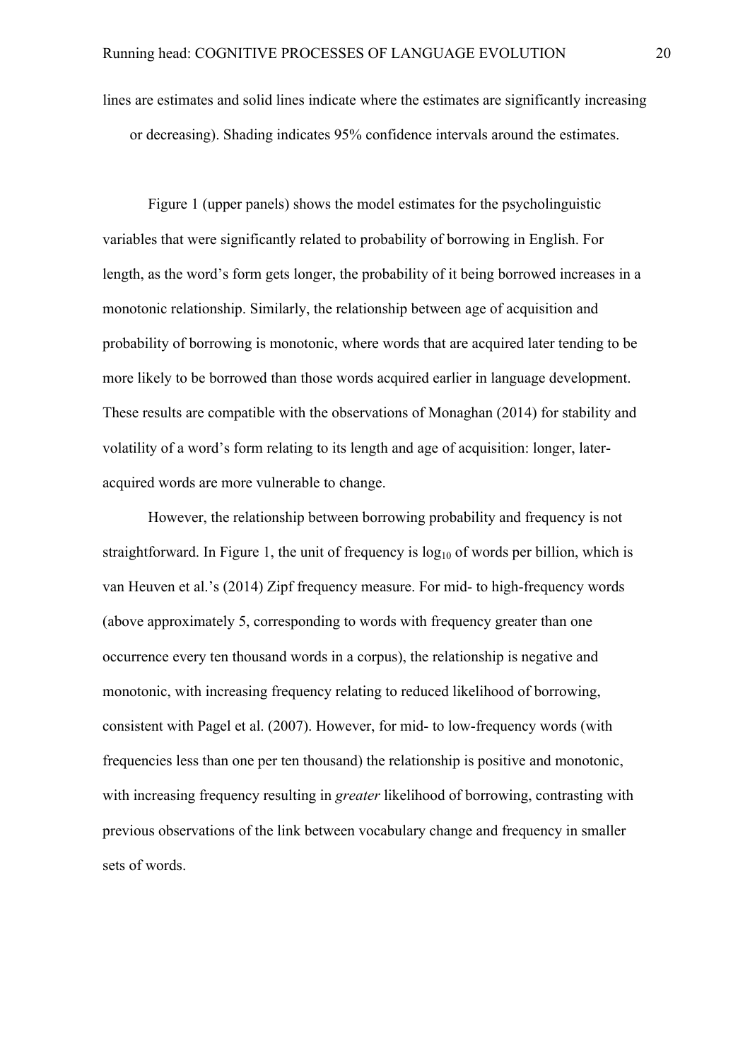lines are estimates and solid lines indicate where the estimates are significantly increasing or decreasing). Shading indicates 95% confidence intervals around the estimates.

Figure 1 (upper panels) shows the model estimates for the psycholinguistic variables that were significantly related to probability of borrowing in English. For length, as the word's form gets longer, the probability of it being borrowed increases in a monotonic relationship. Similarly, the relationship between age of acquisition and probability of borrowing is monotonic, where words that are acquired later tending to be more likely to be borrowed than those words acquired earlier in language development. These results are compatible with the observations of Monaghan (2014) for stability and volatility of a word's form relating to its length and age of acquisition: longer, later-acquired words are more vulnerable to change.

However, the relationship between borrowing probability and frequency is not straightforward. In Figure 1, the unit of frequency is $\log_{10}$ of words per billion, which is van Heuven et al.'s (2014) Zipf frequency measure. For mid- to high-frequency words (above approximately 5, corresponding to words with frequency greater than one occurrence every ten thousand words in a corpus), the relationship is negative and monotonic, with increasing frequency relating to reduced likelihood of borrowing, consistent with Pagel et al. (2007). However, for mid- to low-frequency words (with frequencies less than one per ten thousand) the relationship is positive and monotonic, with increasing frequency resulting in *greater* likelihood of borrowing, contrasting with previous observations of the link between vocabulary change and frequency in smaller sets of words.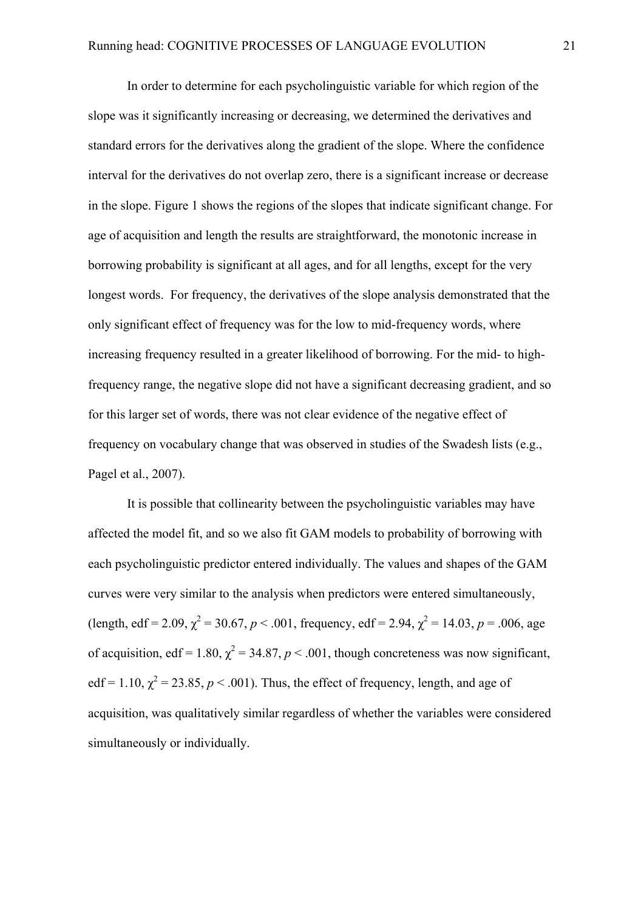In order to determine for each psycholinguistic variable for which region of the slope was it significantly increasing or decreasing, we determined the derivatives and standard errors for the derivatives along the gradient of the slope. Where the confidence interval for the derivatives do not overlap zero, there is a significant increase or decrease in the slope. Figure 1 shows the regions of the slopes that indicate significant change. For age of acquisition and length the results are straightforward, the monotonic increase in borrowing probability is significant at all ages, and for all lengths, except for the very longest words. For frequency, the derivatives of the slope analysis demonstrated that the only significant effect of frequency was for the low to mid-frequency words, where increasing frequency resulted in a greater likelihood of borrowing. For the mid- to high-frequency range, the negative slope did not have a significant decreasing gradient, and so for this larger set of words, there was not clear evidence of the negative effect of frequency on vocabulary change that was observed in studies of the Swadesh lists (e.g., Pagel et al., 2007).

It is possible that collinearity between the psycholinguistic variables may have affected the model fit, and so we also fit GAM models to probability of borrowing with each psycholinguistic predictor entered individually. The values and shapes of the GAM curves were very similar to the analysis when predictors were entered simultaneously, (length, edf = 2.09, $\chi^2 = 30.67$, $p < .001$, frequency, edf = 2.94, $\chi^2 = 14.03$, $p = .006$, age of acquisition, edf = 1.80, $\chi^2 = 34.87$, $p < .001$, though concreteness was now significant, edf = 1.10, $\chi^2 = 23.85$, $p < .001$). Thus, the effect of frequency, length, and age of acquisition, was qualitatively similar regardless of whether the variables were considered simultaneously or individually.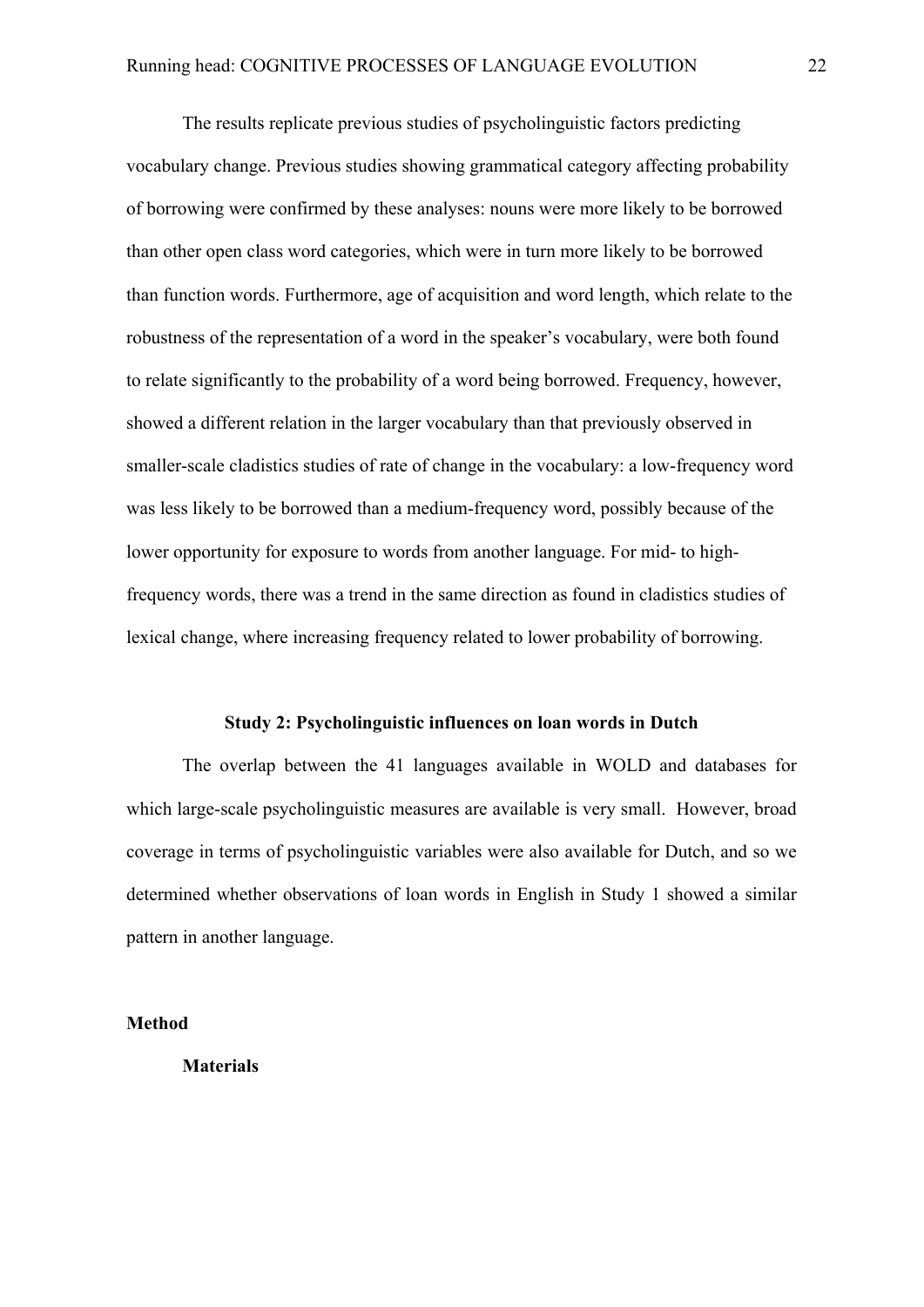The results replicate previous studies of psycholinguistic factors predicting vocabulary change. Previous studies showing grammatical category affecting probability of borrowing were confirmed by these analyses: nouns were more likely to be borrowed than other open class word categories, which were in turn more likely to be borrowed than function words. Furthermore, age of acquisition and word length, which relate to the robustness of the representation of a word in the speaker's vocabulary, were both found to relate significantly to the probability of a word being borrowed. Frequency, however, showed a different relation in the larger vocabulary than that previously observed in smaller-scale cladistics studies of rate of change in the vocabulary: a low-frequency word was less likely to be borrowed than a medium-frequency word, possibly because of the lower opportunity for exposure to words from another language. For mid- to high-frequency words, there was a trend in the same direction as found in cladistics studies of lexical change, where increasing frequency related to lower probability of borrowing.

## Study 2: Psycholinguistic influences on loan words in Dutch

The overlap between the 41 languages available in WOLD and databases for which large-scale psycholinguistic measures are available is very small. However, broad coverage in terms of psycholinguistic variables were also available for Dutch, and so we determined whether observations of loan words in English in Study 1 showed a similar pattern in another language.

### Method

#### Materials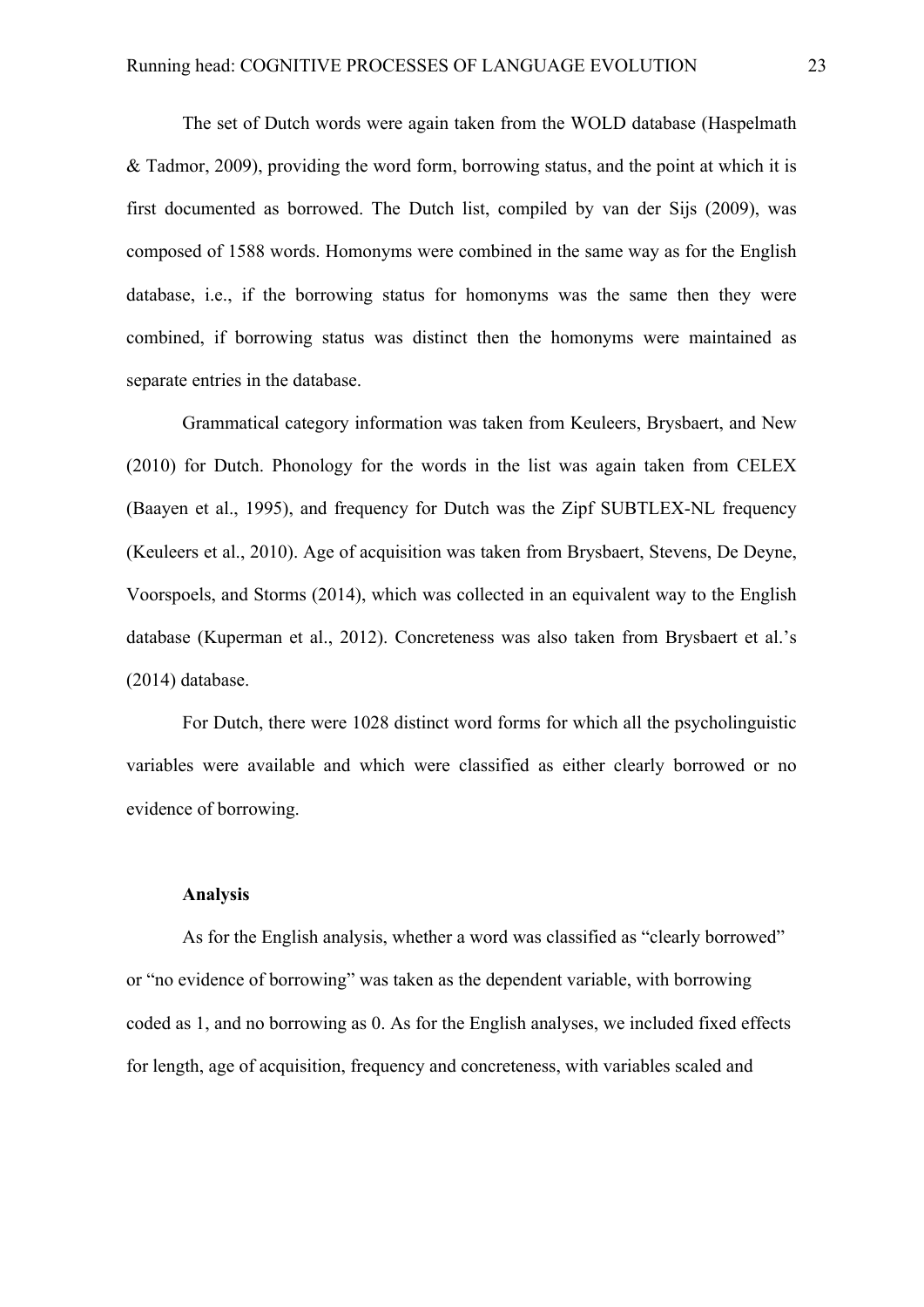The set of Dutch words were again taken from the WOLD database (Haspelmath & Tadmor, 2009), providing the word form, borrowing status, and the point at which it is first documented as borrowed. The Dutch list, compiled by van der Sijs (2009), was composed of 1588 words. Homonyms were combined in the same way as for the English database, i.e., if the borrowing status for homonyms was the same then they were combined, if borrowing status was distinct then the homonyms were maintained as separate entries in the database.

Grammatical category information was taken from Keuleers, Brysbaert, and New (2010) for Dutch. Phonology for the words in the list was again taken from CELEX (Baayen et al., 1995), and frequency for Dutch was the Zipf SUBTLEX-NL frequency (Keuleers et al., 2010). Age of acquisition was taken from Brysbaert, Stevens, De Deyne, Voorspoels, and Storms (2014), which was collected in an equivalent way to the English database (Kuperman et al., 2012). Concreteness was also taken from Brysbaert et al.'s (2014) database.

For Dutch, there were 1028 distinct word forms for which all the psycholinguistic variables were available and which were classified as either clearly borrowed or no evidence of borrowing.

**Analysis**

As for the English analysis, whether a word was classified as "clearly borrowed" or "no evidence of borrowing" was taken as the dependent variable, with borrowing coded as 1, and no borrowing as 0. As for the English analyses, we included fixed effects for length, age of acquisition, frequency and concreteness, with variables scaled and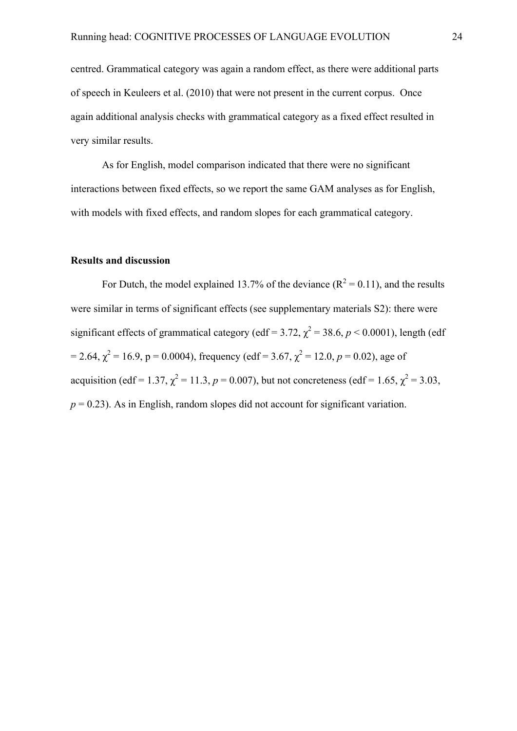centred. Grammatical category was again a random effect, as there were additional parts of speech in Keuleers et al. (2010) that were not present in the current corpus. Once again additional analysis checks with grammatical category as a fixed effect resulted in very similar results.

As for English, model comparison indicated that there were no significant interactions between fixed effects, so we report the same GAM analyses as for English, with models with fixed effects, and random slopes for each grammatical category.

**Results and discussion**

For Dutch, the model explained 13.7% of the deviance ($R^2 = 0.11$), and the results were similar in terms of significant effects (see supplementary materials S2): there were significant effects of grammatical category (edf = 3.72, $\chi^2 = 38.6$, $p < 0.0001$), length (edf = 2.64, $\chi^2 = 16.9$, p = 0.0004), frequency (edf = 3.67, $\chi^2 = 12.0$, $p = 0.02$), age of acquisition (edf = 1.37, $\chi^2 = 11.3$, $p = 0.007$), but not concreteness (edf = 1.65, $\chi^2 = 3.03$, $p = 0.23$). As in English, random slopes did not account for significant variation.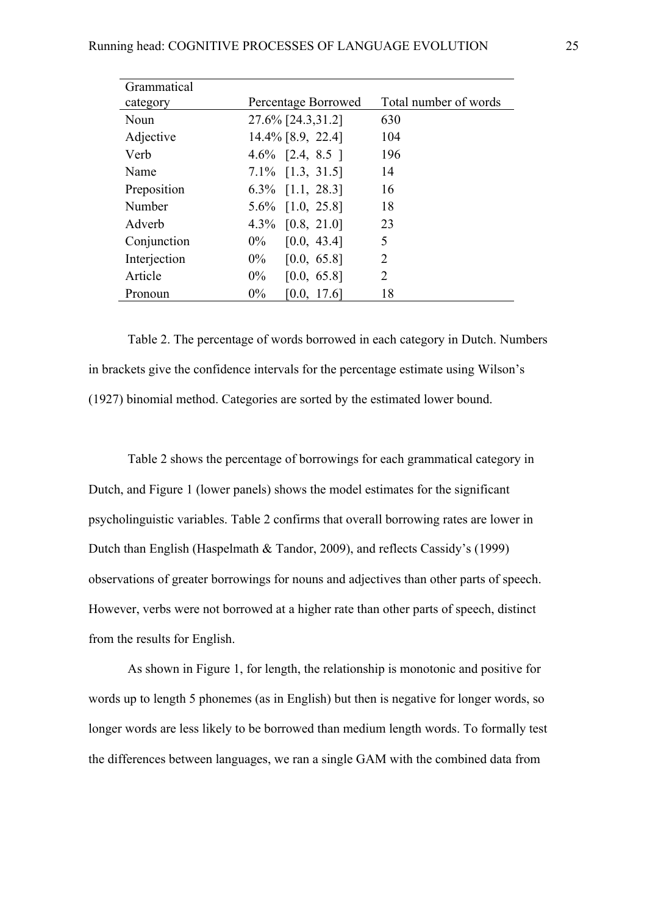| Grammatical category | Percentage Borrowed | Total number of words |
|---|---|---|
| Noun | 27.6% [24.3,31.2] | 630 |
| Adjective | 14.4% [8.9, 22.4] | 104 |
| Verb | 4.6% [2.4, 8.5 ] | 196 |
| Name | 7.1% [1.3, 31.5] | 14 |
| Preposition | 6.3% [1.1, 28.3] | 16 |
| Number | 5.6% [1.0, 25.8] | 18 |
| Adverb | 4.3% [0.8, 21.0] | 23 |
| Conjunction | 0% [0.0, 43.4] | 5 |
| Interjection | 0% [0.0, 65.8] | 2 |
| Article | 0% [0.0, 65.8] | 2 |
| Pronoun | 0% [0.0, 17.6] | 18 |

Table 2. The percentage of words borrowed in each category in Dutch. Numbers in brackets give the confidence intervals for the percentage estimate using Wilson's (1927) binomial method. Categories are sorted by the estimated lower bound.

Table 2 shows the percentage of borrowings for each grammatical category in Dutch, and Figure 1 (lower panels) shows the model estimates for the significant psycholinguistic variables. Table 2 confirms that overall borrowing rates are lower in Dutch than English (Haspelmath & Tandor, 2009), and reflects Cassidy's (1999) observations of greater borrowings for nouns and adjectives than other parts of speech. However, verbs were not borrowed at a higher rate than other parts of speech, distinct from the results for English.

As shown in Figure 1, for length, the relationship is monotonic and positive for words up to length 5 phonemes (as in English) but then is negative for longer words, so longer words are less likely to be borrowed than medium length words. To formally test the differences between languages, we ran a single GAM with the combined data from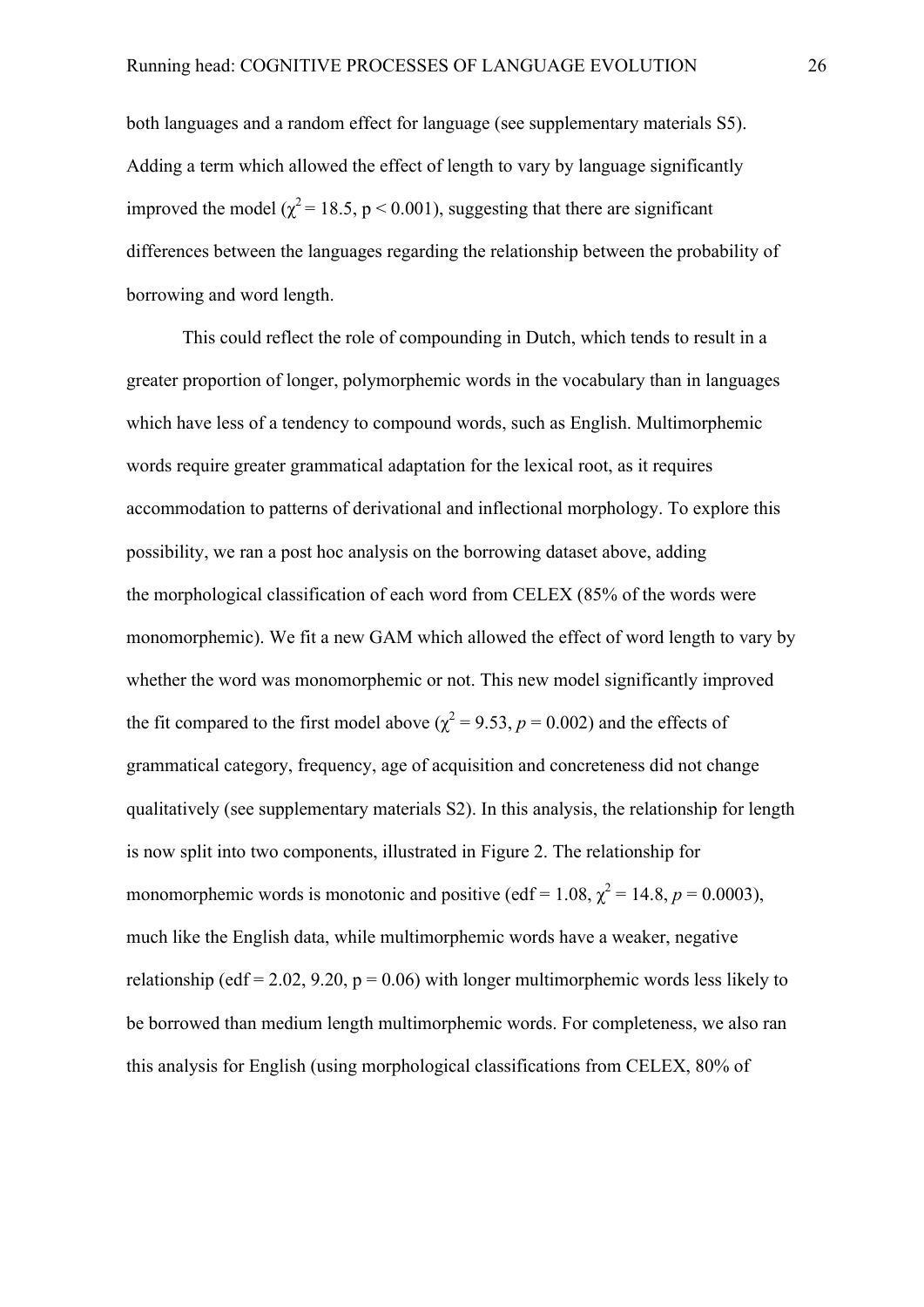both languages and a random effect for language (see supplementary materials S5). Adding a term which allowed the effect of length to vary by language significantly improved the model ($\chi^2 = 18.5$, $p < 0.001$), suggesting that there are significant differences between the languages regarding the relationship between the probability of borrowing and word length.

This could reflect the role of compounding in Dutch, which tends to result in a greater proportion of longer, polymorphemic words in the vocabulary than in languages which have less of a tendency to compound words, such as English. Multimorphemic words require greater grammatical adaptation for the lexical root, as it requires accommodation to patterns of derivational and inflectional morphology. To explore this possibility, we ran a post hoc analysis on the borrowing dataset above, adding the morphological classification of each word from CELEX (85% of the words were monomorphemic). We fit a new GAM which allowed the effect of word length to vary by whether the word was monomorphemic or not. This new model significantly improved the fit compared to the first model above ($\chi^2 = 9.53$, $p = 0.002$) and the effects of grammatical category, frequency, age of acquisition and concreteness did not change qualitatively (see supplementary materials S2). In this analysis, the relationship for length is now split into two components, illustrated in Figure 2. The relationship for monomorphemic words is monotonic and positive (edf = 1.08, $\chi^2 = 14.8$, $p = 0.0003$), much like the English data, while multimorphemic words have a weaker, negative relationship (edf = 2.02, 9.20, $p = 0.06$) with longer multimorphemic words less likely to be borrowed than medium length multimorphemic words. For completeness, we also ran this analysis for English (using morphological classifications from CELEX, 80% of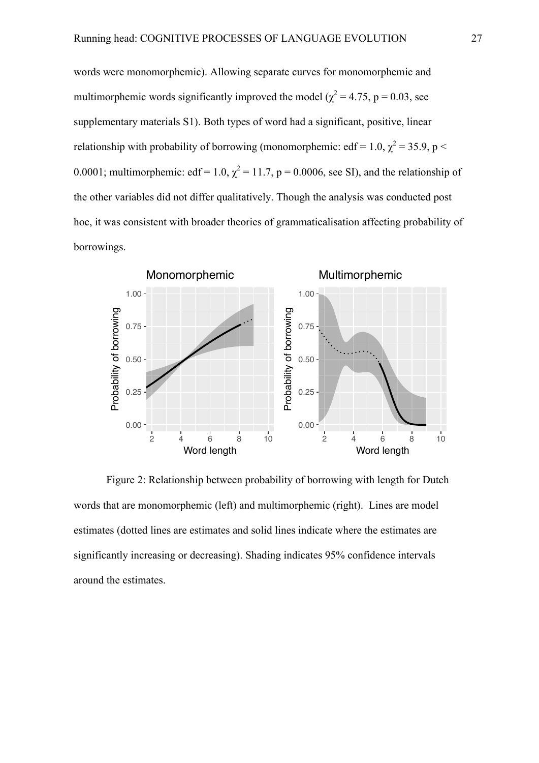words were monomorphemic). Allowing separate curves for monomorphemic and multimorphemic words significantly improved the model ($\chi^2 = 4.75$, $p = 0.03$, see supplementary materials S1). Both types of word had a significant, positive, linear relationship with probability of borrowing (monomorphemic: edf = 1.0, $\chi^2 = 35.9$, $p < 0.0001$; multimorphemic: edf = 1.0, $\chi^2 = 11.7$, $p = 0.0006$, see SI), and the relationship of the other variables did not differ qualitatively. Though the analysis was conducted post hoc, it was consistent with broader theories of grammaticalisation affecting probability of borrowings.

Figure 2: Relationship between probability of borrowing with length for Dutch words that are monomorphemic (left) and multimorphemic (right). Lines are model estimates (dotted lines are estimates and solid lines indicate where the estimates are significantly increasing or decreasing). Shading indicates 95% confidence intervals around the estimates.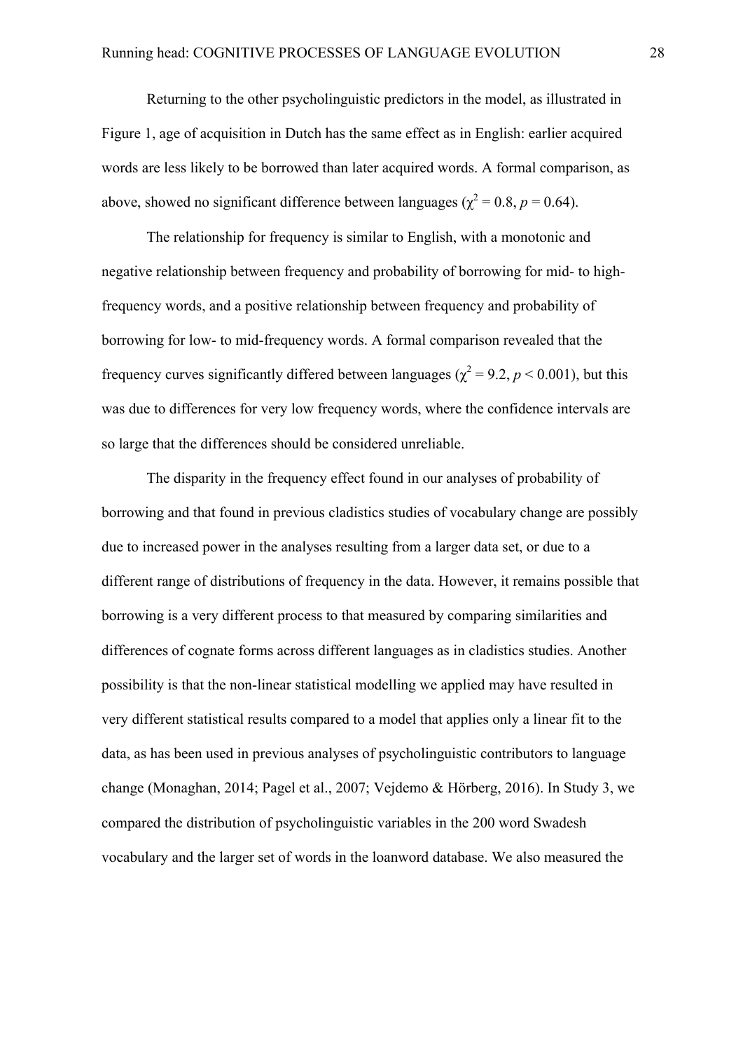Returning to the other psycholinguistic predictors in the model, as illustrated in Figure 1, age of acquisition in Dutch has the same effect as in English: earlier acquired words are less likely to be borrowed than later acquired words. A formal comparison, as above, showed no significant difference between languages ($\chi^2 = 0.8$, $p = 0.64$).

The relationship for frequency is similar to English, with a monotonic and negative relationship between frequency and probability of borrowing for mid- to high-frequency words, and a positive relationship between frequency and probability of borrowing for low- to mid-frequency words. A formal comparison revealed that the frequency curves significantly differed between languages ($\chi^2 = 9.2$, $p < 0.001$), but this was due to differences for very low frequency words, where the confidence intervals are so large that the differences should be considered unreliable.

The disparity in the frequency effect found in our analyses of probability of borrowing and that found in previous cladistics studies of vocabulary change are possibly due to increased power in the analyses resulting from a larger data set, or due to a different range of distributions of frequency in the data. However, it remains possible that borrowing is a very different process to that measured by comparing similarities and differences of cognate forms across different languages as in cladistics studies. Another possibility is that the non-linear statistical modelling we applied may have resulted in very different statistical results compared to a model that applies only a linear fit to the data, as has been used in previous analyses of psycholinguistic contributors to language change (Monaghan, 2014; Pagel et al., 2007; Vejdemo & Hörberg, 2016). In Study 3, we compared the distribution of psycholinguistic variables in the 200 word Swadesh vocabulary and the larger set of words in the loanword database. We also measured the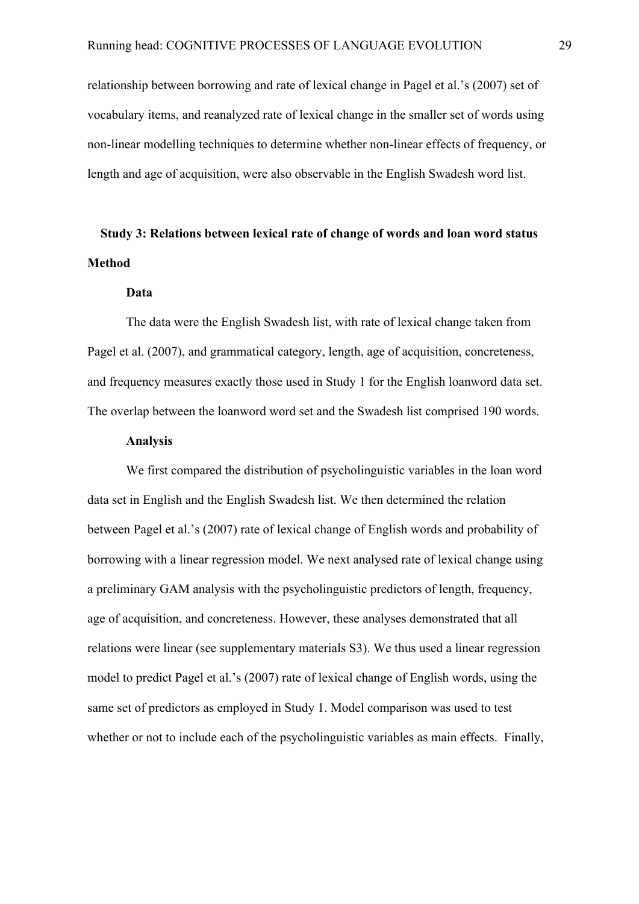relationship between borrowing and rate of lexical change in Pagel et al.'s (2007) set of vocabulary items, and reanalyzed rate of lexical change in the smaller set of words using non-linear modelling techniques to determine whether non-linear effects of frequency, or length and age of acquisition, were also observable in the English Swadesh word list.

## Study 3: Relations between lexical rate of change of words and loan word status

### Method

#### Data

The data were the English Swadesh list, with rate of lexical change taken from Pagel et al. (2007), and grammatical category, length, age of acquisition, concreteness, and frequency measures exactly those used in Study 1 for the English loanword data set. The overlap between the loanword word set and the Swadesh list comprised 190 words.

#### Analysis

We first compared the distribution of psycholinguistic variables in the loan word data set in English and the English Swadesh list. We then determined the relation between Pagel et al.'s (2007) rate of lexical change of English words and probability of borrowing with a linear regression model. We next analysed rate of lexical change using a preliminary GAM analysis with the psycholinguistic predictors of length, frequency, age of acquisition, and concreteness. However, these analyses demonstrated that all relations were linear (see supplementary materials S3). We thus used a linear regression model to predict Pagel et al.'s (2007) rate of lexical change of English words, using the same set of predictors as employed in Study 1. Model comparison was used to test whether or not to include each of the psycholinguistic variables as main effects. Finally,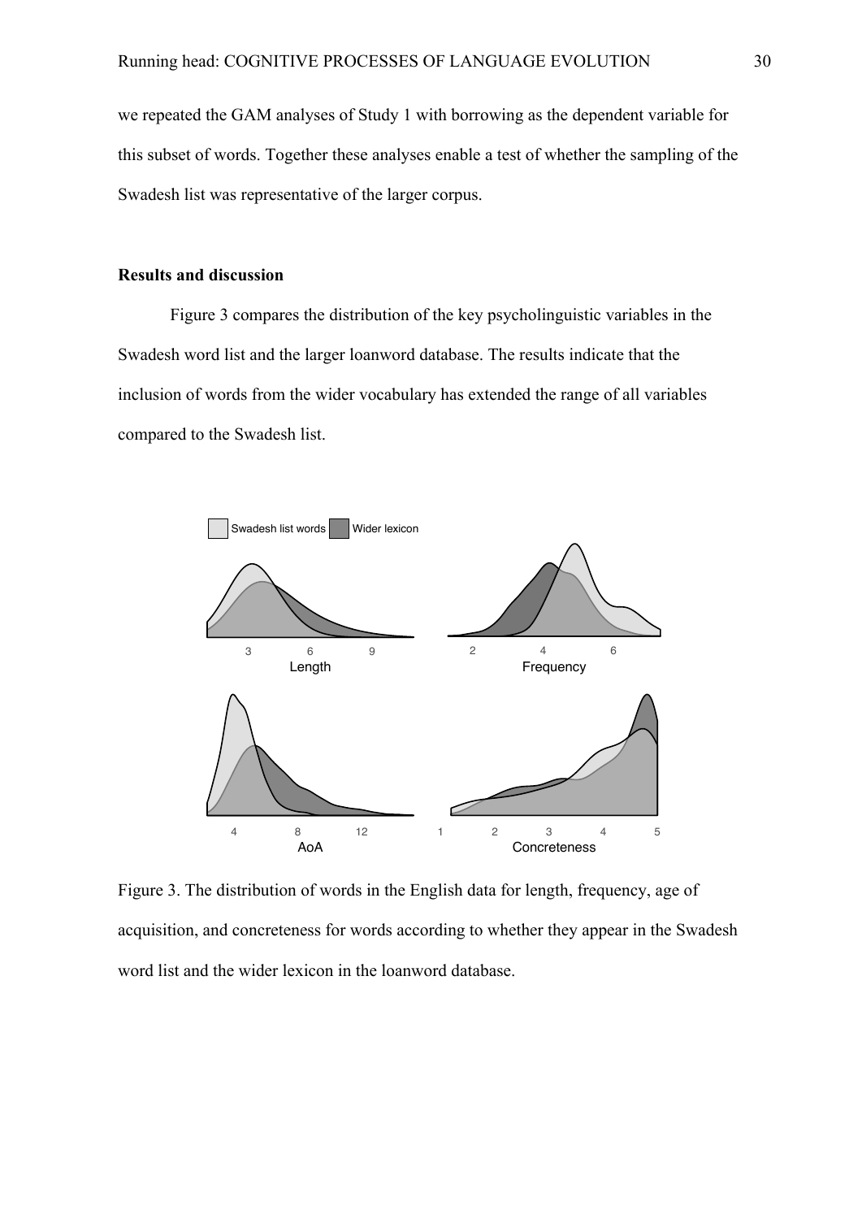we repeated the GAM analyses of Study 1 with borrowing as the dependent variable for this subset of words. Together these analyses enable a test of whether the sampling of the Swadesh list was representative of the larger corpus.

## Results and discussion

Figure 3 compares the distribution of the key psycholinguistic variables in the Swadesh word list and the larger loanword database. The results indicate that the inclusion of words from the wider vocabulary has extended the range of all variables compared to the Swadesh list.

Figure 3. The distribution of words in the English data for length, frequency, age of acquisition, and concreteness for words according to whether they appear in the Swadesh word list and the wider lexicon in the loanword database.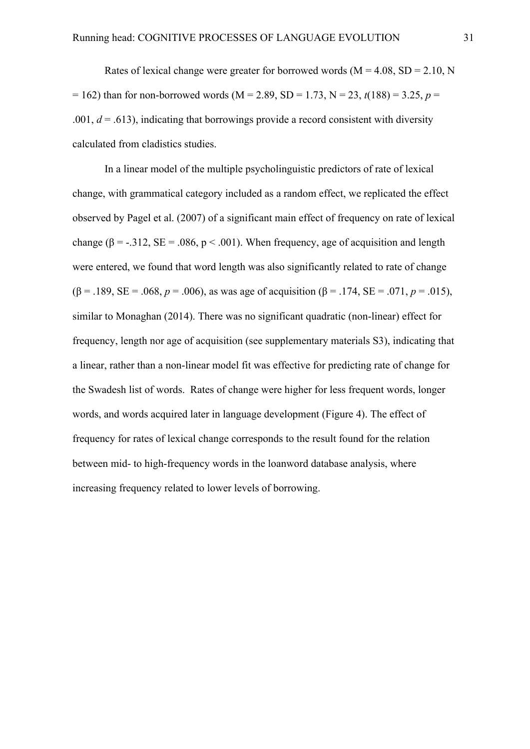Rates of lexical change were greater for borrowed words ($M = 4.08$, $SD = 2.10$, $N = 162$) than for non-borrowed words ($M = 2.89$, $SD = 1.73$, $N = 23$, $t(188) = 3.25$, $p = .001$, $d = .613$), indicating that borrowings provide a record consistent with diversity calculated from cladistics studies.

In a linear model of the multiple psycholinguistic predictors of rate of lexical change, with grammatical category included as a random effect, we replicated the effect observed by Pagel et al. (2007) of a significant main effect of frequency on rate of lexical change ($\beta = -.312$, $SE = .086$, $p < .001$). When frequency, age of acquisition and length were entered, we found that word length was also significantly related to rate of change ($\beta = .189$, $SE = .068$, $p = .006$), as was age of acquisition ($\beta = .174$, $SE = .071$, $p = .015$), similar to Monaghan (2014). There was no significant quadratic (non-linear) effect for frequency, length nor age of acquisition (see supplementary materials S3), indicating that a linear, rather than a non-linear model fit was effective for predicting rate of change for the Swadesh list of words. Rates of change were higher for less frequent words, longer words, and words acquired later in language development (Figure 4). The effect of frequency for rates of lexical change corresponds to the result found for the relation between mid- to high-frequency words in the loanword database analysis, where increasing frequency related to lower levels of borrowing.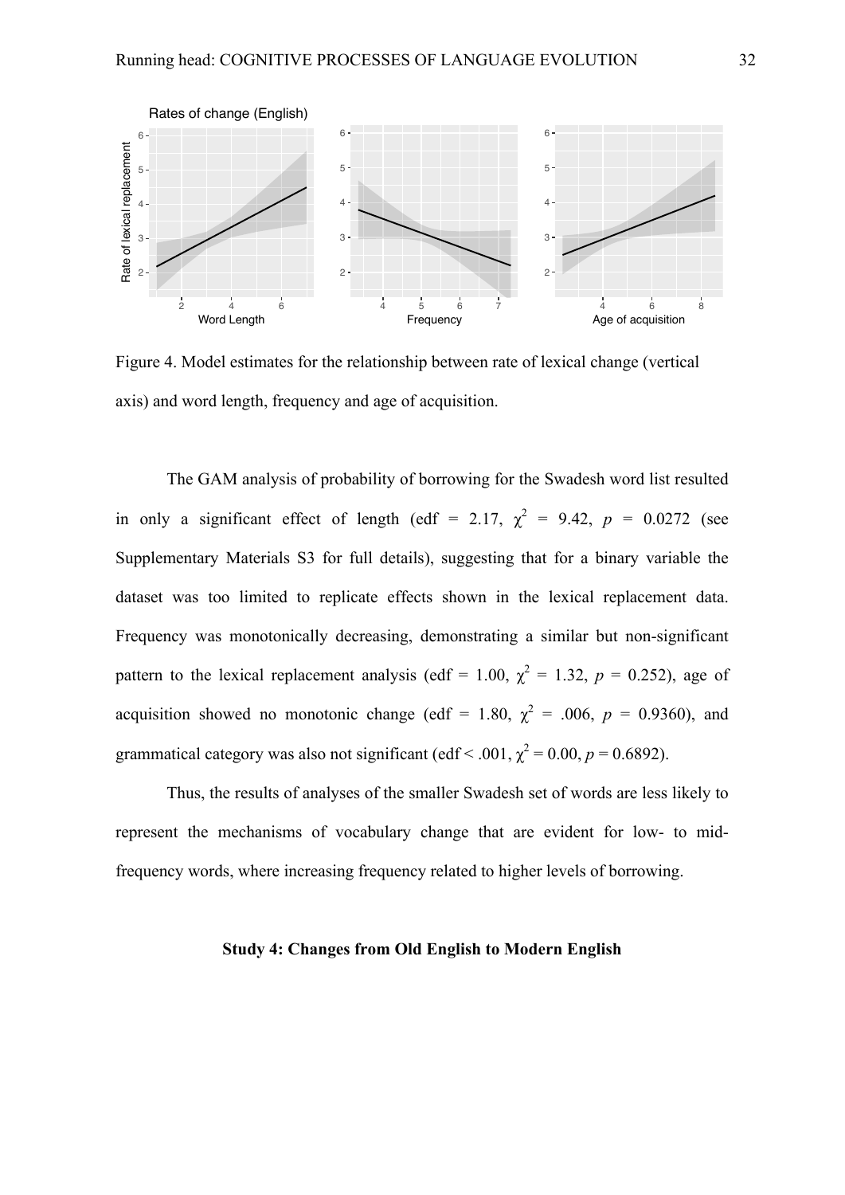Figure 4. Model estimates for the relationship between rate of lexical change (vertical axis) and word length, frequency and age of acquisition.

The GAM analysis of probability of borrowing for the Swadesh word list resulted in only a significant effect of length (edf = 2.17, $\chi^2$ = 9.42, *p* = 0.0272 (see Supplementary Materials S3 for full details), suggesting that for a binary variable the dataset was too limited to replicate effects shown in the lexical replacement data. Frequency was monotonically decreasing, demonstrating a similar but non-significant pattern to the lexical replacement analysis (edf = 1.00, $\chi^2$ = 1.32, *p* = 0.252), age of acquisition showed no monotonic change (edf = 1.80, $\chi^2$ = .006, *p* = 0.9360), and grammatical category was also not significant (edf < .001, $\chi^2$ = 0.00, *p* = 0.6892).

Thus, the results of analyses of the smaller Swadesh set of words are less likely to represent the mechanisms of vocabulary change that are evident for low- to mid-frequency words, where increasing frequency related to higher levels of borrowing.

**Study 4: Changes from Old English to Modern English**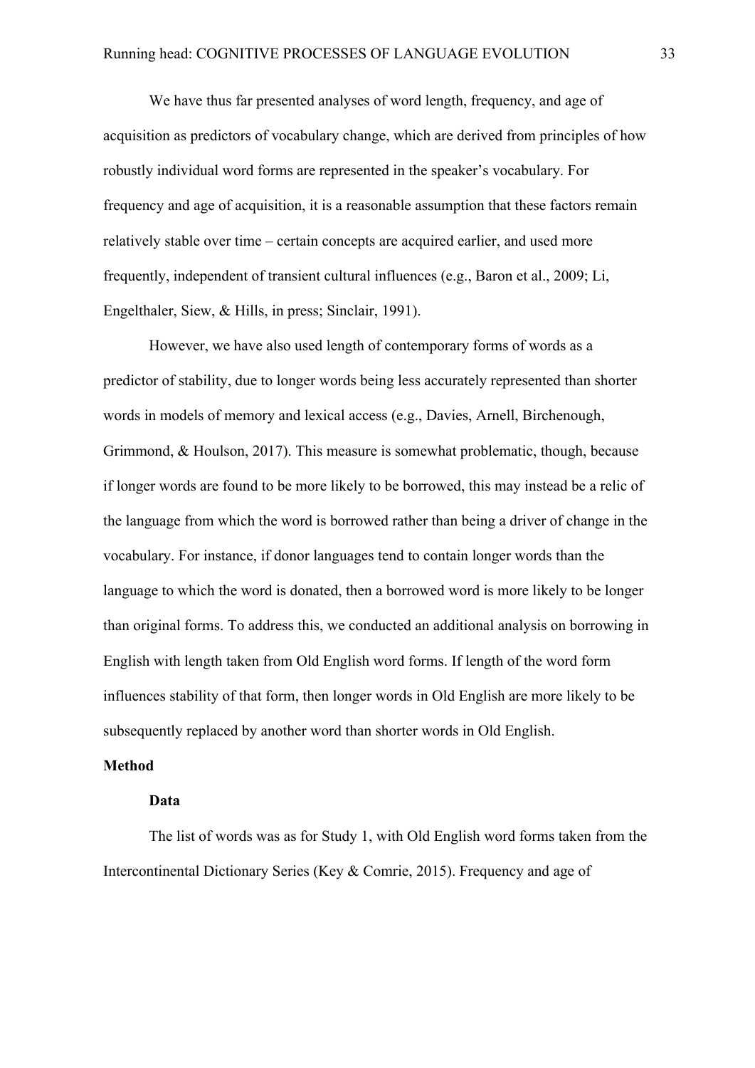We have thus far presented analyses of word length, frequency, and age of acquisition as predictors of vocabulary change, which are derived from principles of how robustly individual word forms are represented in the speaker's vocabulary. For frequency and age of acquisition, it is a reasonable assumption that these factors remain relatively stable over time – certain concepts are acquired earlier, and used more frequently, independent of transient cultural influences (e.g., Baron et al., 2009; Li, Engelthaler, Siew, & Hills, in press; Sinclair, 1991).

However, we have also used length of contemporary forms of words as a predictor of stability, due to longer words being less accurately represented than shorter words in models of memory and lexical access (e.g., Davies, Arnell, Birchenough, Grimmond, & Houlson, 2017). This measure is somewhat problematic, though, because if longer words are found to be more likely to be borrowed, this may instead be a relic of the language from which the word is borrowed rather than being a driver of change in the vocabulary. For instance, if donor languages tend to contain longer words than the language to which the word is donated, then a borrowed word is more likely to be longer than original forms. To address this, we conducted an additional analysis on borrowing in English with length taken from Old English word forms. If length of the word form influences stability of that form, then longer words in Old English are more likely to be subsequently replaced by another word than shorter words in Old English.

## Method

### Data

The list of words was as for Study 1, with Old English word forms taken from the Intercontinental Dictionary Series (Key & Comrie, 2015). Frequency and age of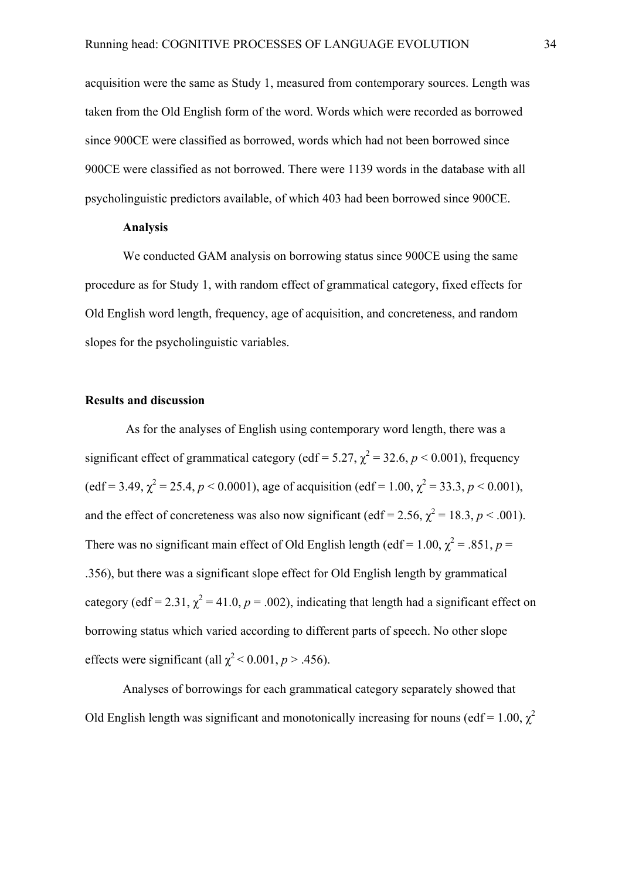acquisition were the same as Study 1, measured from contemporary sources. Length was taken from the Old English form of the word. Words which were recorded as borrowed since 900CE were classified as borrowed, words which had not been borrowed since 900CE were classified as not borrowed. There were 1139 words in the database with all psycholinguistic predictors available, of which 403 had been borrowed since 900CE.

**Analysis**

We conducted GAM analysis on borrowing status since 900CE using the same procedure as for Study 1, with random effect of grammatical category, fixed effects for Old English word length, frequency, age of acquisition, and concreteness, and random slopes for the psycholinguistic variables.

**Results and discussion**

As for the analyses of English using contemporary word length, there was a significant effect of grammatical category (edf = 5.27, $\chi^2 = 32.6$, $p < 0.001$), frequency (edf = 3.49, $\chi^2 = 25.4$, $p < 0.0001$), age of acquisition (edf = 1.00, $\chi^2 = 33.3$, $p < 0.001$), and the effect of concreteness was also now significant (edf = 2.56, $\chi^2 = 18.3$, $p < .001$). There was no significant main effect of Old English length (edf = 1.00, $\chi^2 = .851$, $p = .356$), but there was a significant slope effect for Old English length by grammatical category (edf = 2.31, $\chi^2 = 41.0$, $p = .002$), indicating that length had a significant effect on borrowing status which varied according to different parts of speech. No other slope effects were significant (all $\chi^2 < 0.001$, $p > .456$).

Analyses of borrowings for each grammatical category separately showed that Old English length was significant and monotonically increasing for nouns (edf = 1.00, $\chi^2$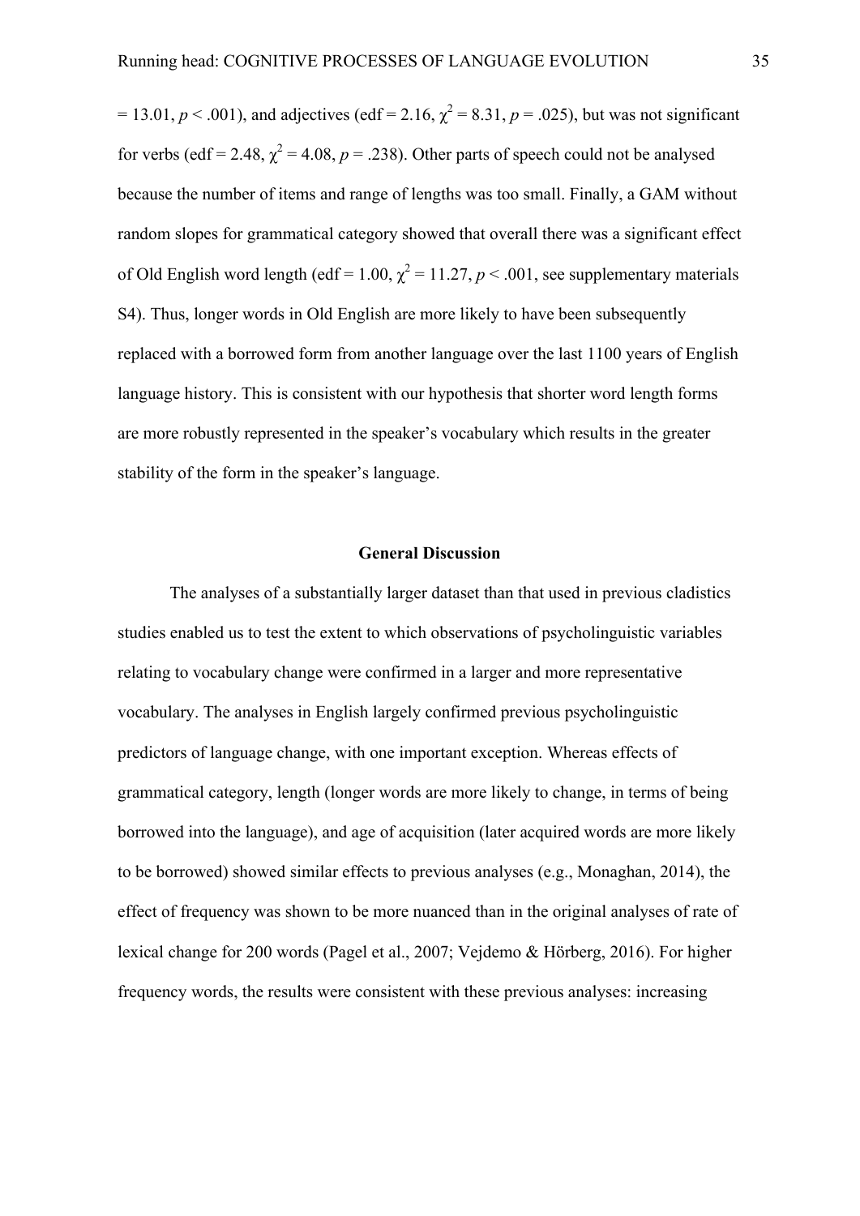= 13.01, $p < .001$), and adjectives (edf = 2.16, $\chi^2 = 8.31$, $p = .025$), but was not significant for verbs (edf = 2.48, $\chi^2 = 4.08$, $p = .238$). Other parts of speech could not be analysed because the number of items and range of lengths was too small. Finally, a GAM without random slopes for grammatical category showed that overall there was a significant effect of Old English word length (edf = 1.00, $\chi^2 = 11.27$, $p < .001$, see supplementary materials S4). Thus, longer words in Old English are more likely to have been subsequently replaced with a borrowed form from another language over the last 1100 years of English language history. This is consistent with our hypothesis that shorter word length forms are more robustly represented in the speaker's vocabulary which results in the greater stability of the form in the speaker's language.

## General Discussion

The analyses of a substantially larger dataset than that used in previous cladistics studies enabled us to test the extent to which observations of psycholinguistic variables relating to vocabulary change were confirmed in a larger and more representative vocabulary. The analyses in English largely confirmed previous psycholinguistic predictors of language change, with one important exception. Whereas effects of grammatical category, length (longer words are more likely to change, in terms of being borrowed into the language), and age of acquisition (later acquired words are more likely to be borrowed) showed similar effects to previous analyses (e.g., Monaghan, 2014), the effect of frequency was shown to be more nuanced than in the original analyses of rate of lexical change for 200 words (Pagel et al., 2007; Vejdemo & Hörberg, 2016). For higher frequency words, the results were consistent with these previous analyses: increasing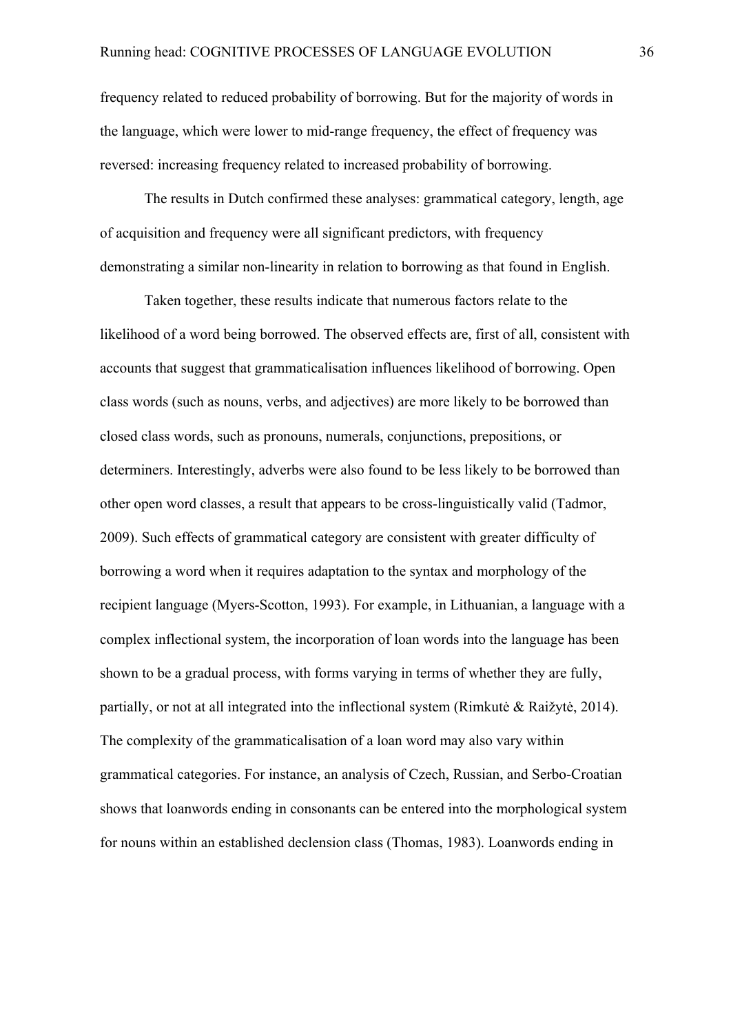frequency related to reduced probability of borrowing. But for the majority of words in the language, which were lower to mid-range frequency, the effect of frequency was reversed: increasing frequency related to increased probability of borrowing.

The results in Dutch confirmed these analyses: grammatical category, length, age of acquisition and frequency were all significant predictors, with frequency demonstrating a similar non-linearity in relation to borrowing as that found in English.

Taken together, these results indicate that numerous factors relate to the likelihood of a word being borrowed. The observed effects are, first of all, consistent with accounts that suggest that grammaticalisation influences likelihood of borrowing. Open class words (such as nouns, verbs, and adjectives) are more likely to be borrowed than closed class words, such as pronouns, numerals, conjunctions, prepositions, or determiners. Interestingly, adverbs were also found to be less likely to be borrowed than other open word classes, a result that appears to be cross-linguistically valid (Tadmor, 2009). Such effects of grammatical category are consistent with greater difficulty of borrowing a word when it requires adaptation to the syntax and morphology of the recipient language (Myers-Scotton, 1993). For example, in Lithuanian, a language with a complex inflectional system, the incorporation of loan words into the language has been shown to be a gradual process, with forms varying in terms of whether they are fully, partially, or not at all integrated into the inflectional system (Rimkutė & Raižytė, 2014). The complexity of the grammaticalisation of a loan word may also vary within grammatical categories. For instance, an analysis of Czech, Russian, and Serbo-Croatian shows that loanwords ending in consonants can be entered into the morphological system for nouns within an established declension class (Thomas, 1983). Loanwords ending in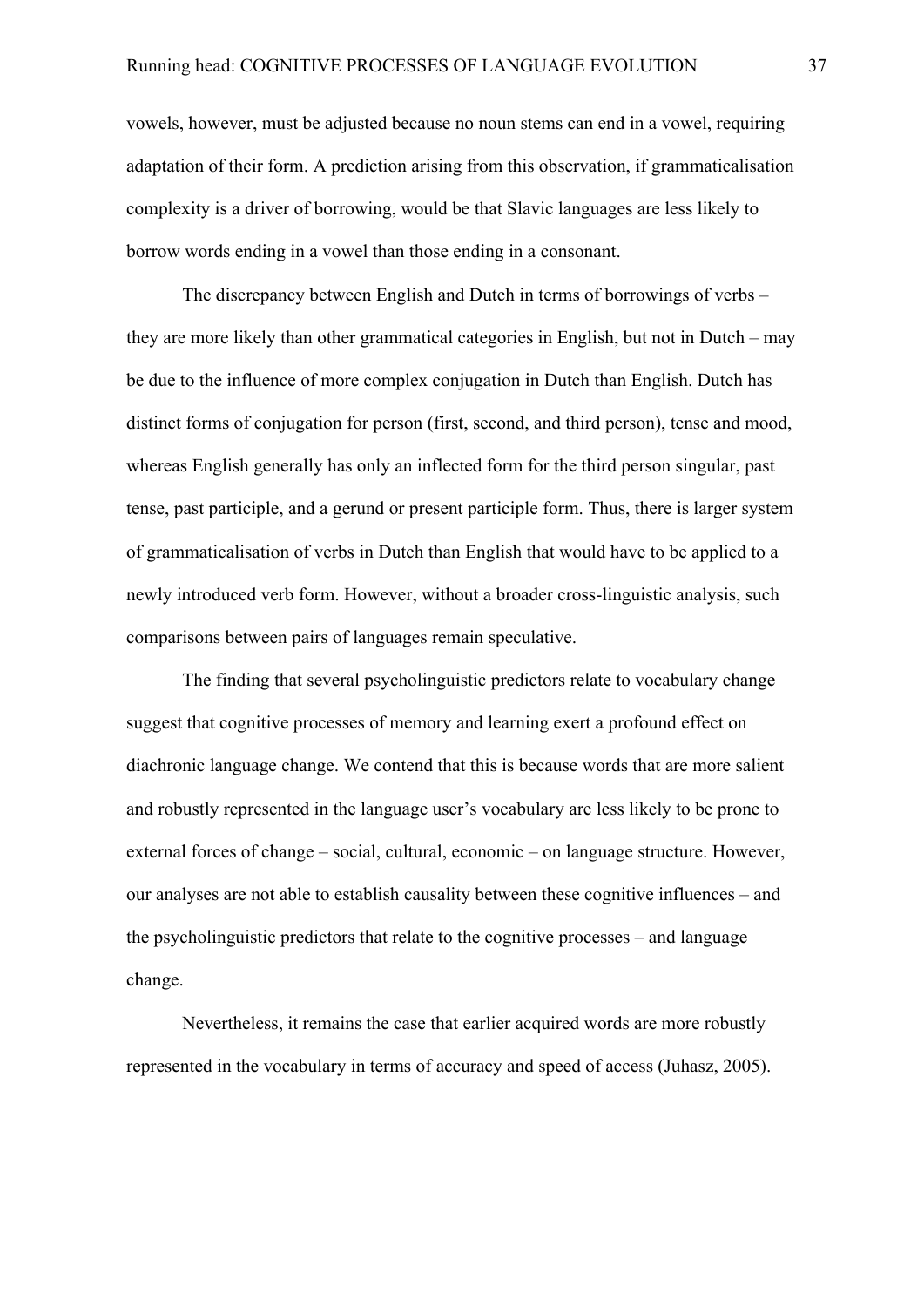vowels, however, must be adjusted because no noun stems can end in a vowel, requiring adaptation of their form. A prediction arising from this observation, if grammaticalisation complexity is a driver of borrowing, would be that Slavic languages are less likely to borrow words ending in a vowel than those ending in a consonant.

The discrepancy between English and Dutch in terms of borrowings of verbs – they are more likely than other grammatical categories in English, but not in Dutch – may be due to the influence of more complex conjugation in Dutch than English. Dutch has distinct forms of conjugation for person (first, second, and third person), tense and mood, whereas English generally has only an inflected form for the third person singular, past tense, past participle, and a gerund or present participle form. Thus, there is larger system of grammaticalisation of verbs in Dutch than English that would have to be applied to a newly introduced verb form. However, without a broader cross-linguistic analysis, such comparisons between pairs of languages remain speculative.

The finding that several psycholinguistic predictors relate to vocabulary change suggest that cognitive processes of memory and learning exert a profound effect on diachronic language change. We contend that this is because words that are more salient and robustly represented in the language user's vocabulary are less likely to be prone to external forces of change – social, cultural, economic – on language structure. However, our analyses are not able to establish causality between these cognitive influences – and the psycholinguistic predictors that relate to the cognitive processes – and language change.

Nevertheless, it remains the case that earlier acquired words are more robustly represented in the vocabulary in terms of accuracy and speed of access (Juhasz, 2005).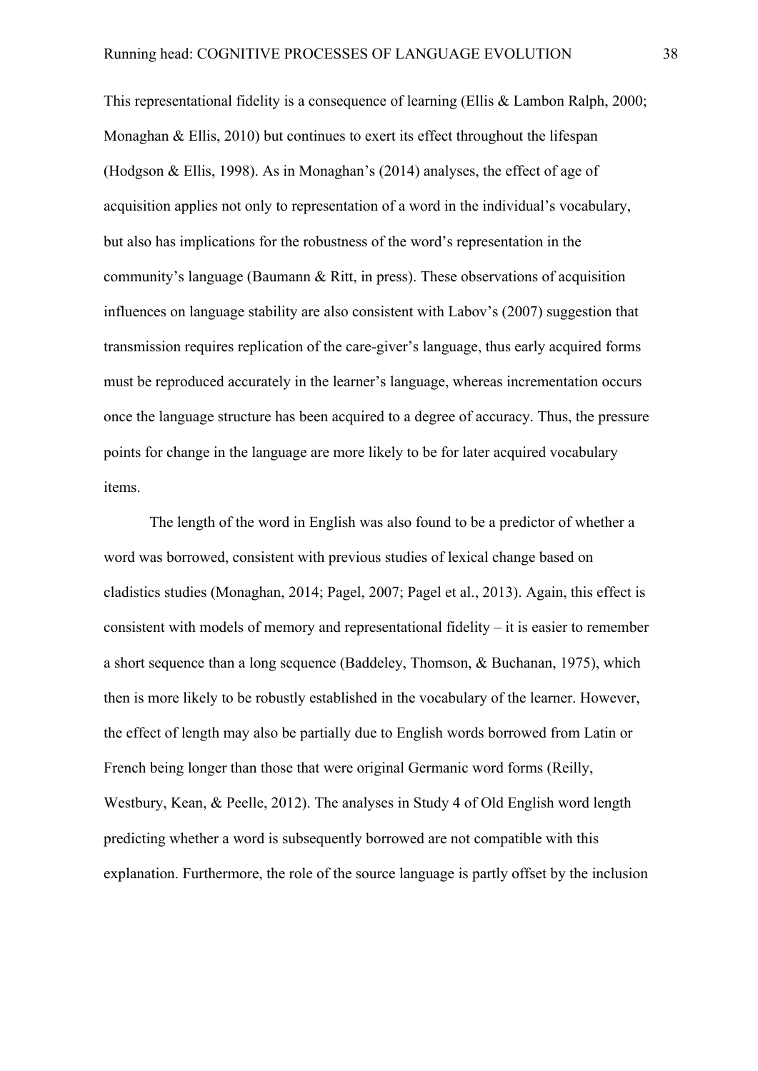This representational fidelity is a consequence of learning (Ellis & Lambon Ralph, 2000; Monaghan & Ellis, 2010) but continues to exert its effect throughout the lifespan (Hodgson & Ellis, 1998). As in Monaghan's (2014) analyses, the effect of age of acquisition applies not only to representation of a word in the individual's vocabulary, but also has implications for the robustness of the word's representation in the community's language (Baumann & Ritt, in press). These observations of acquisition influences on language stability are also consistent with Labov's (2007) suggestion that transmission requires replication of the care-giver's language, thus early acquired forms must be reproduced accurately in the learner's language, whereas incrementation occurs once the language structure has been acquired to a degree of accuracy. Thus, the pressure points for change in the language are more likely to be for later acquired vocabulary items.

The length of the word in English was also found to be a predictor of whether a word was borrowed, consistent with previous studies of lexical change based on cladistics studies (Monaghan, 2014; Pagel, 2007; Pagel et al., 2013). Again, this effect is consistent with models of memory and representational fidelity – it is easier to remember a short sequence than a long sequence (Baddeley, Thomson, & Buchanan, 1975), which then is more likely to be robustly established in the vocabulary of the learner. However, the effect of length may also be partially due to English words borrowed from Latin or French being longer than those that were original Germanic word forms (Reilly, Westbury, Kean, & Peelle, 2012). The analyses in Study 4 of Old English word length predicting whether a word is subsequently borrowed are not compatible with this explanation. Furthermore, the role of the source language is partly offset by the inclusion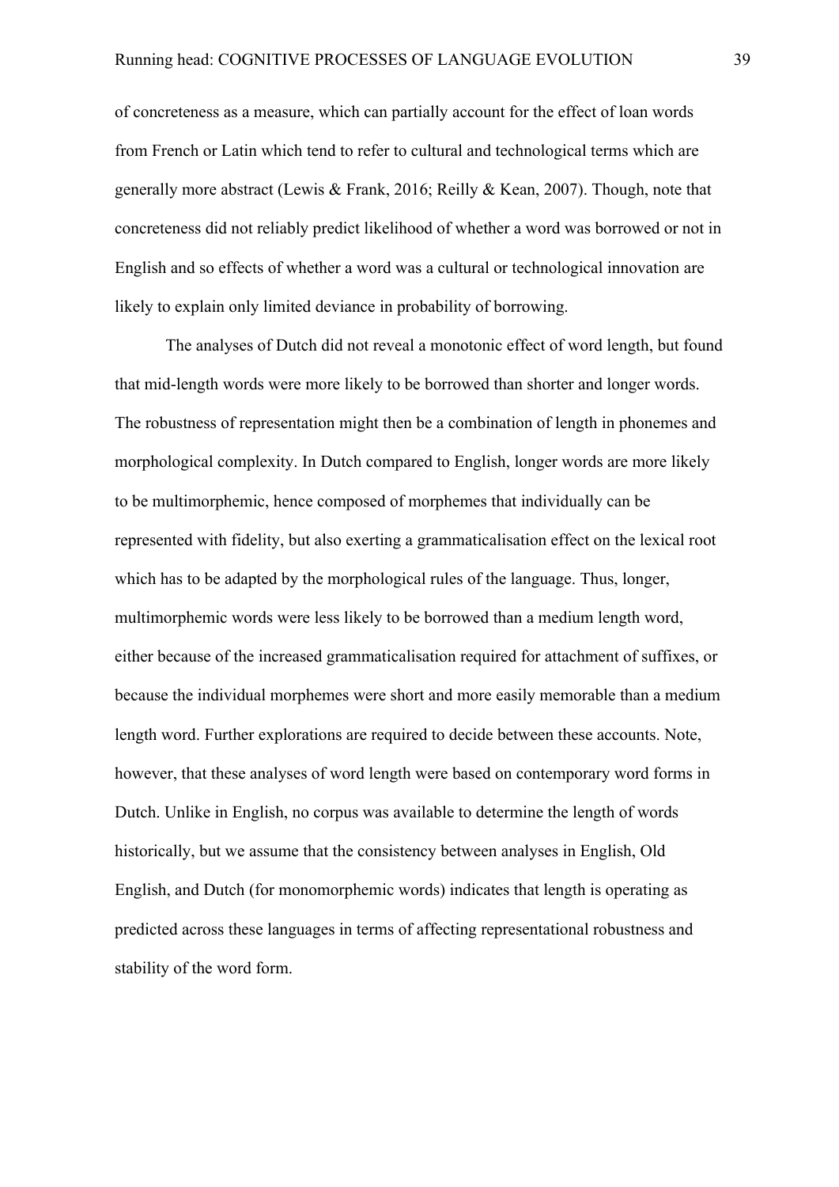of concreteness as a measure, which can partially account for the effect of loan words from French or Latin which tend to refer to cultural and technological terms which are generally more abstract (Lewis & Frank, 2016; Reilly & Kean, 2007). Though, note that concreteness did not reliably predict likelihood of whether a word was borrowed or not in English and so effects of whether a word was a cultural or technological innovation are likely to explain only limited deviance in probability of borrowing.

The analyses of Dutch did not reveal a monotonic effect of word length, but found that mid-length words were more likely to be borrowed than shorter and longer words. The robustness of representation might then be a combination of length in phonemes and morphological complexity. In Dutch compared to English, longer words are more likely to be multimorphemic, hence composed of morphemes that individually can be represented with fidelity, but also exerting a grammaticalisation effect on the lexical root which has to be adapted by the morphological rules of the language. Thus, longer, multimorphemic words were less likely to be borrowed than a medium length word, either because of the increased grammaticalisation required for attachment of suffixes, or because the individual morphemes were short and more easily memorable than a medium length word. Further explorations are required to decide between these accounts. Note, however, that these analyses of word length were based on contemporary word forms in Dutch. Unlike in English, no corpus was available to determine the length of words historically, but we assume that the consistency between analyses in English, Old English, and Dutch (for monomorphemic words) indicates that length is operating as predicted across these languages in terms of affecting representational robustness and stability of the word form.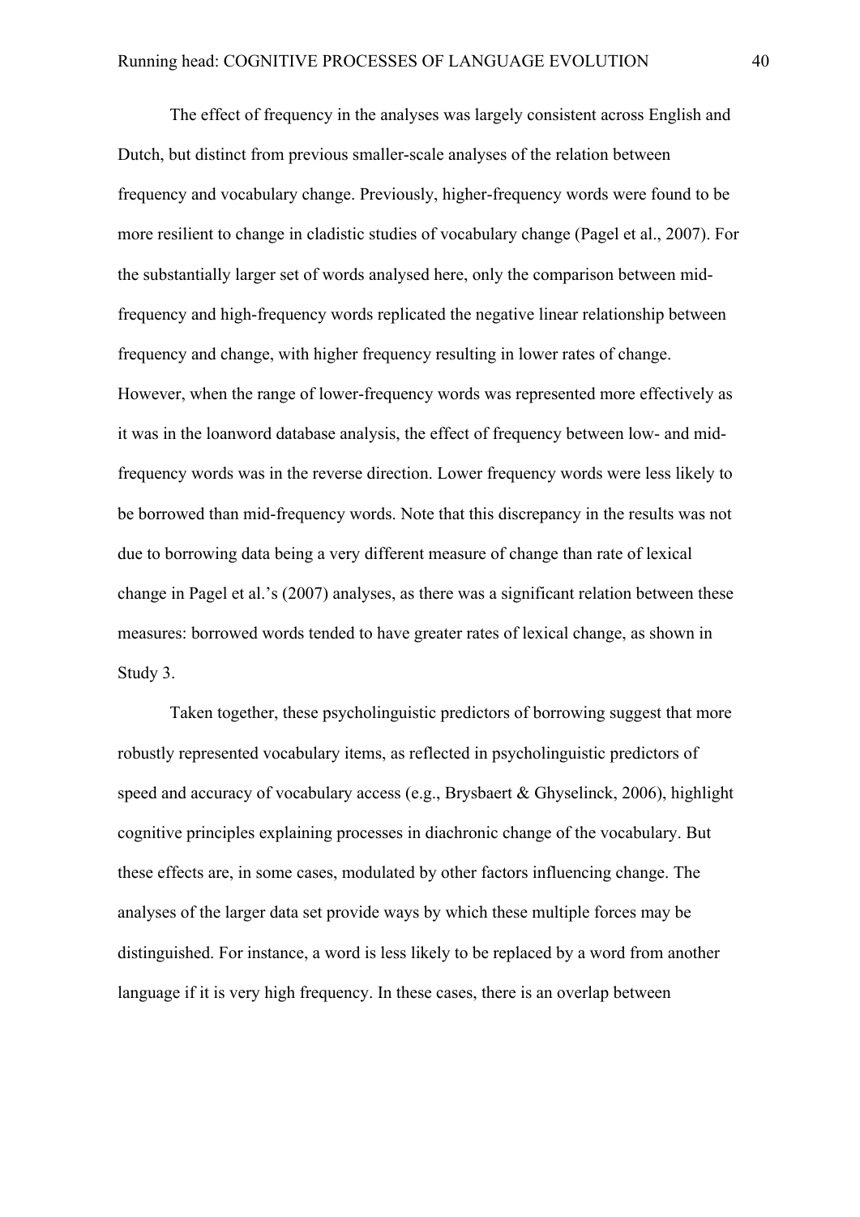The effect of frequency in the analyses was largely consistent across English and Dutch, but distinct from previous smaller-scale analyses of the relation between frequency and vocabulary change. Previously, higher-frequency words were found to be more resilient to change in cladistic studies of vocabulary change (Pagel et al., 2007). For the substantially larger set of words analysed here, only the comparison between mid-frequency and high-frequency words replicated the negative linear relationship between frequency and change, with higher frequency resulting in lower rates of change. However, when the range of lower-frequency words was represented more effectively as it was in the loanword database analysis, the effect of frequency between low- and mid-frequency words was in the reverse direction. Lower frequency words were less likely to be borrowed than mid-frequency words. Note that this discrepancy in the results was not due to borrowing data being a very different measure of change than rate of lexical change in Pagel et al.'s (2007) analyses, as there was a significant relation between these measures: borrowed words tended to have greater rates of lexical change, as shown in Study 3.

Taken together, these psycholinguistic predictors of borrowing suggest that more robustly represented vocabulary items, as reflected in psycholinguistic predictors of speed and accuracy of vocabulary access (e.g., Brysbaert & Ghyselinck, 2006), highlight cognitive principles explaining processes in diachronic change of the vocabulary. But these effects are, in some cases, modulated by other factors influencing change. The analyses of the larger data set provide ways by which these multiple forces may be distinguished. For instance, a word is less likely to be replaced by a word from another language if it is very high frequency. In these cases, there is an overlap between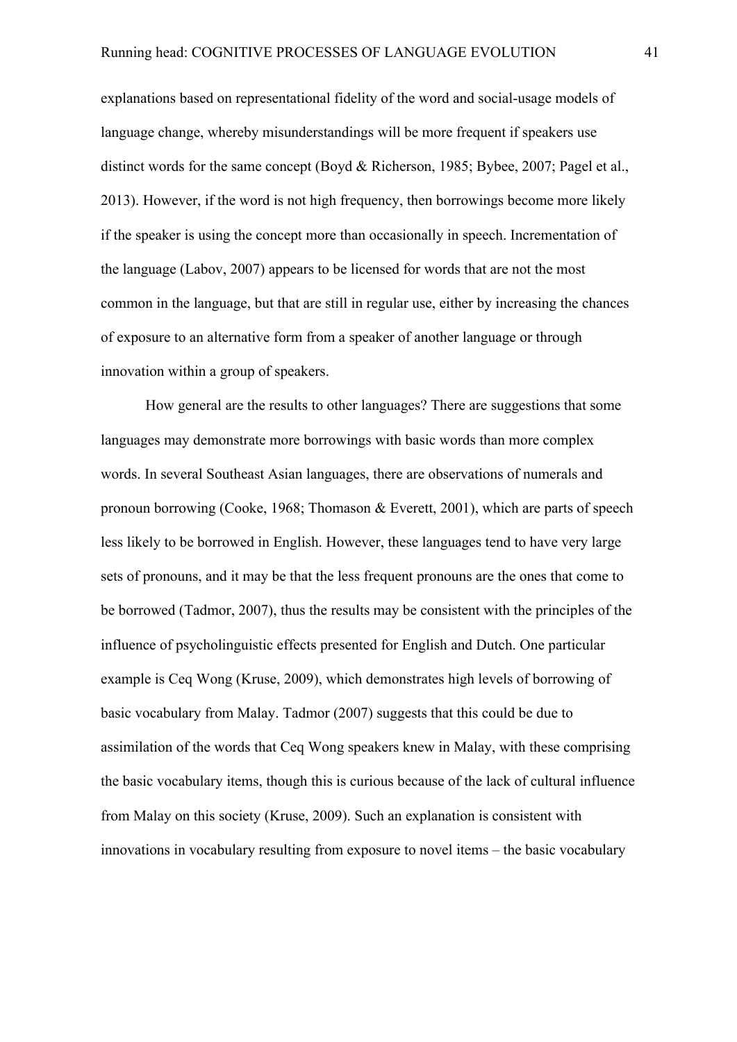explanations based on representational fidelity of the word and social-usage models of language change, whereby misunderstandings will be more frequent if speakers use distinct words for the same concept (Boyd & Richerson, 1985; Bybee, 2007; Pagel et al., 2013). However, if the word is not high frequency, then borrowings become more likely if the speaker is using the concept more than occasionally in speech. Incrementation of the language (Labov, 2007) appears to be licensed for words that are not the most common in the language, but that are still in regular use, either by increasing the chances of exposure to an alternative form from a speaker of another language or through innovation within a group of speakers.

How general are the results to other languages? There are suggestions that some languages may demonstrate more borrowings with basic words than more complex words. In several Southeast Asian languages, there are observations of numerals and pronoun borrowing (Cooke, 1968; Thomason & Everett, 2001), which are parts of speech less likely to be borrowed in English. However, these languages tend to have very large sets of pronouns, and it may be that the less frequent pronouns are the ones that come to be borrowed (Tadmor, 2007), thus the results may be consistent with the principles of the influence of psycholinguistic effects presented for English and Dutch. One particular example is Ceq Wong (Kruse, 2009), which demonstrates high levels of borrowing of basic vocabulary from Malay. Tadmor (2007) suggests that this could be due to assimilation of the words that Ceq Wong speakers knew in Malay, with these comprising the basic vocabulary items, though this is curious because of the lack of cultural influence from Malay on this society (Kruse, 2009). Such an explanation is consistent with innovations in vocabulary resulting from exposure to novel items – the basic vocabulary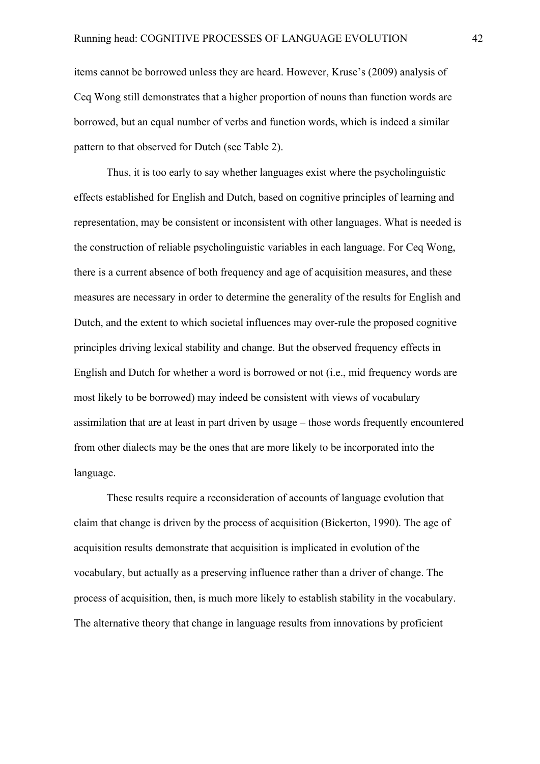items cannot be borrowed unless they are heard. However, Kruse's (2009) analysis of Ceq Wong still demonstrates that a higher proportion of nouns than function words are borrowed, but an equal number of verbs and function words, which is indeed a similar pattern to that observed for Dutch (see Table 2).

Thus, it is too early to say whether languages exist where the psycholinguistic effects established for English and Dutch, based on cognitive principles of learning and representation, may be consistent or inconsistent with other languages. What is needed is the construction of reliable psycholinguistic variables in each language. For Ceq Wong, there is a current absence of both frequency and age of acquisition measures, and these measures are necessary in order to determine the generality of the results for English and Dutch, and the extent to which societal influences may over-rule the proposed cognitive principles driving lexical stability and change. But the observed frequency effects in English and Dutch for whether a word is borrowed or not (i.e., mid frequency words are most likely to be borrowed) may indeed be consistent with views of vocabulary assimilation that are at least in part driven by usage – those words frequently encountered from other dialects may be the ones that are more likely to be incorporated into the language.

These results require a reconsideration of accounts of language evolution that claim that change is driven by the process of acquisition (Bickerton, 1990). The age of acquisition results demonstrate that acquisition is implicated in evolution of the vocabulary, but actually as a preserving influence rather than a driver of change. The process of acquisition, then, is much more likely to establish stability in the vocabulary. The alternative theory that change in language results from innovations by proficient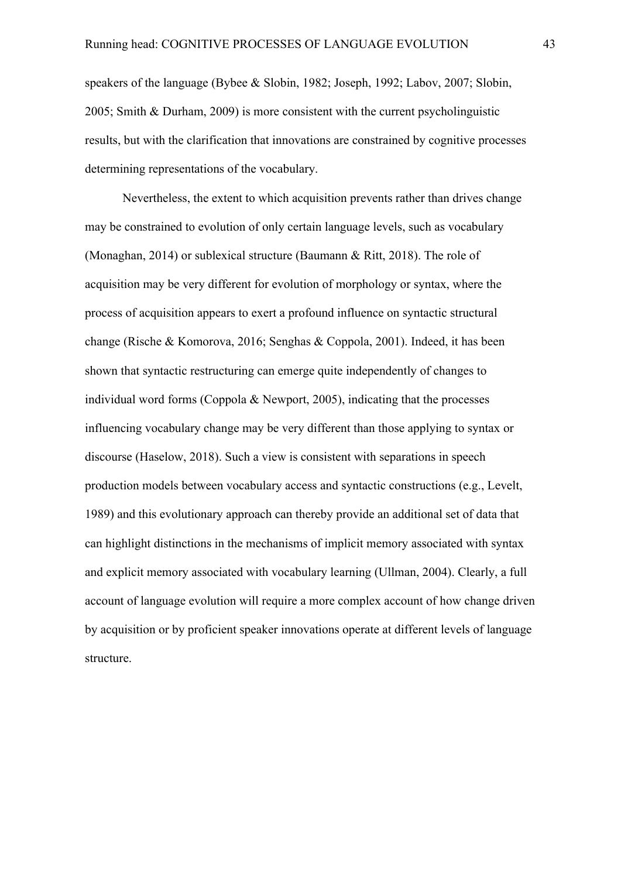speakers of the language (Bybee & Slobin, 1982; Joseph, 1992; Labov, 2007; Slobin, 2005; Smith & Durham, 2009) is more consistent with the current psycholinguistic results, but with the clarification that innovations are constrained by cognitive processes determining representations of the vocabulary.

Nevertheless, the extent to which acquisition prevents rather than drives change may be constrained to evolution of only certain language levels, such as vocabulary (Monaghan, 2014) or sublexical structure (Baumann & Ritt, 2018). The role of acquisition may be very different for evolution of morphology or syntax, where the process of acquisition appears to exert a profound influence on syntactic structural change (Rische & Komorova, 2016; Senghas & Coppola, 2001). Indeed, it has been shown that syntactic restructuring can emerge quite independently of changes to individual word forms (Coppola & Newport, 2005), indicating that the processes influencing vocabulary change may be very different than those applying to syntax or discourse (Haselow, 2018). Such a view is consistent with separations in speech production models between vocabulary access and syntactic constructions (e.g., Levelt, 1989) and this evolutionary approach can thereby provide an additional set of data that can highlight distinctions in the mechanisms of implicit memory associated with syntax and explicit memory associated with vocabulary learning (Ullman, 2004). Clearly, a full account of language evolution will require a more complex account of how change driven by acquisition or by proficient speaker innovations operate at different levels of language structure.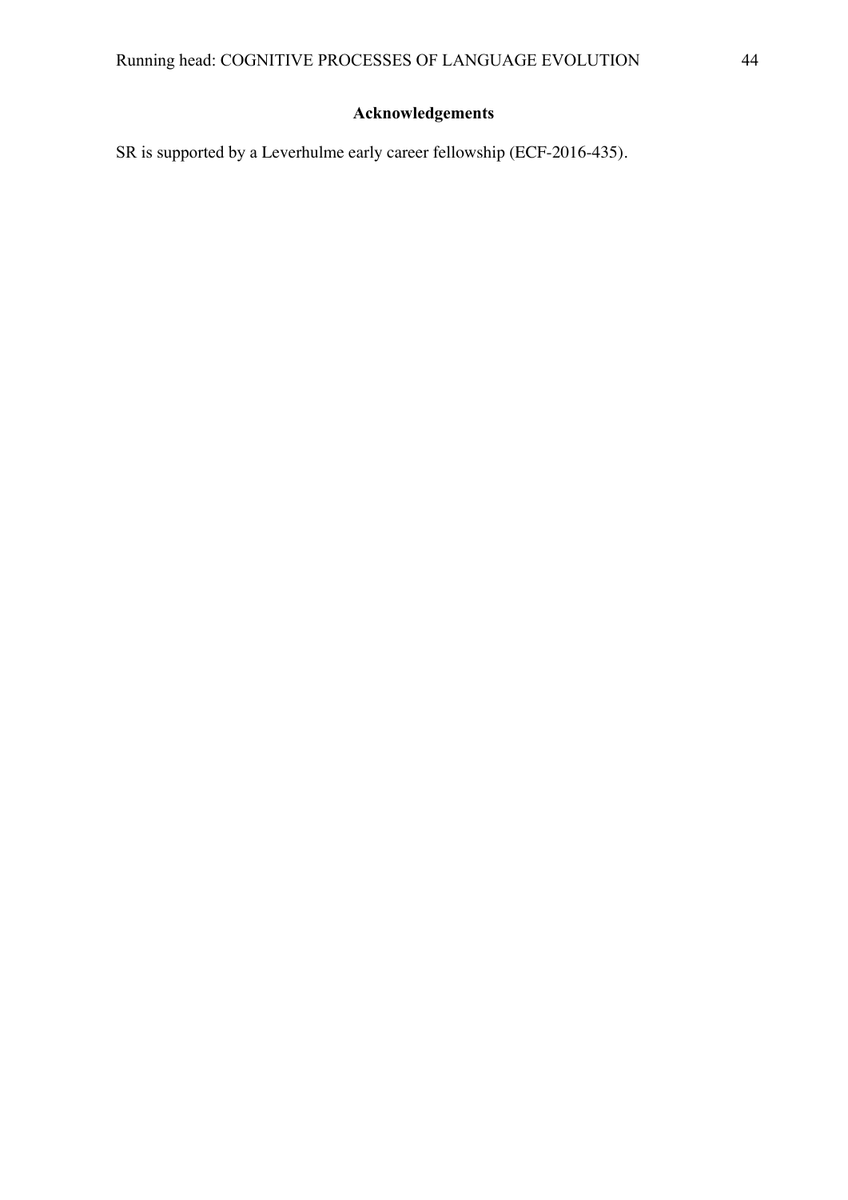## Acknowledgements

SR is supported by a Leverhulme early career fellowship (ECF-2016-435).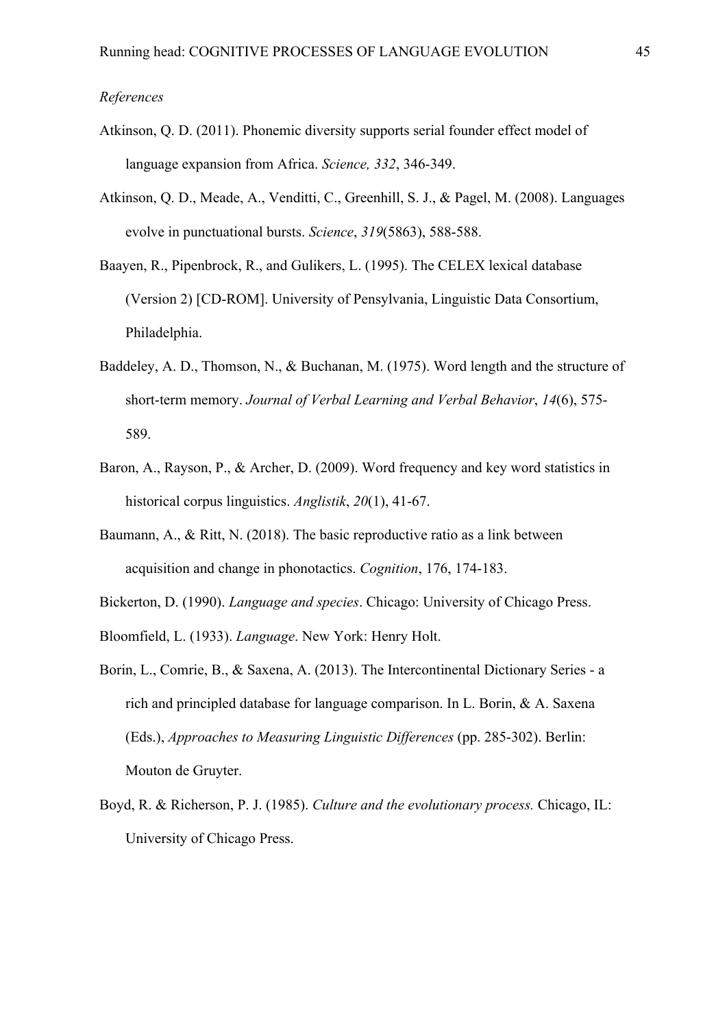*References*

Atkinson, Q. D. (2011). Phonemic diversity supports serial founder effect model of language expansion from Africa. *Science, 332*, 346-349.

Atkinson, Q. D., Meade, A., Venditti, C., Greenhill, S. J., & Pagel, M. (2008). Languages evolve in punctuational bursts. *Science*, *319*(5863), 588-588.

Baayen, R., Pipenbrock, R., and Gulikers, L. (1995). The CELEX lexical database (Version 2) [CD-ROM]. University of Pensylvania, Linguistic Data Consortium, Philadelphia.

Baddeley, A. D., Thomson, N., & Buchanan, M. (1975). Word length and the structure of short-term memory. *Journal of Verbal Learning and Verbal Behavior*, *14*(6), 575-589.

Baron, A., Rayson, P., & Archer, D. (2009). Word frequency and key word statistics in historical corpus linguistics. *Anglistik*, *20*(1), 41-67.

Baumann, A., & Ritt, N. (2018). The basic reproductive ratio as a link between acquisition and change in phonotactics. *Cognition*, 176, 174-183.

Bickerton, D. (1990). *Language and species*. Chicago: University of Chicago Press.

Bloomfield, L. (1933). *Language*. New York: Henry Holt.

Borin, L., Comrie, B., & Saxena, A. (2013). The Intercontinental Dictionary Series - a rich and principled database for language comparison. In L. Borin, & A. Saxena (Eds.), *Approaches to Measuring Linguistic Differences* (pp. 285-302). Berlin: Mouton de Gruyter.

Boyd, R. & Richerson, P. J. (1985). *Culture and the evolutionary process.* Chicago, IL: University of Chicago Press.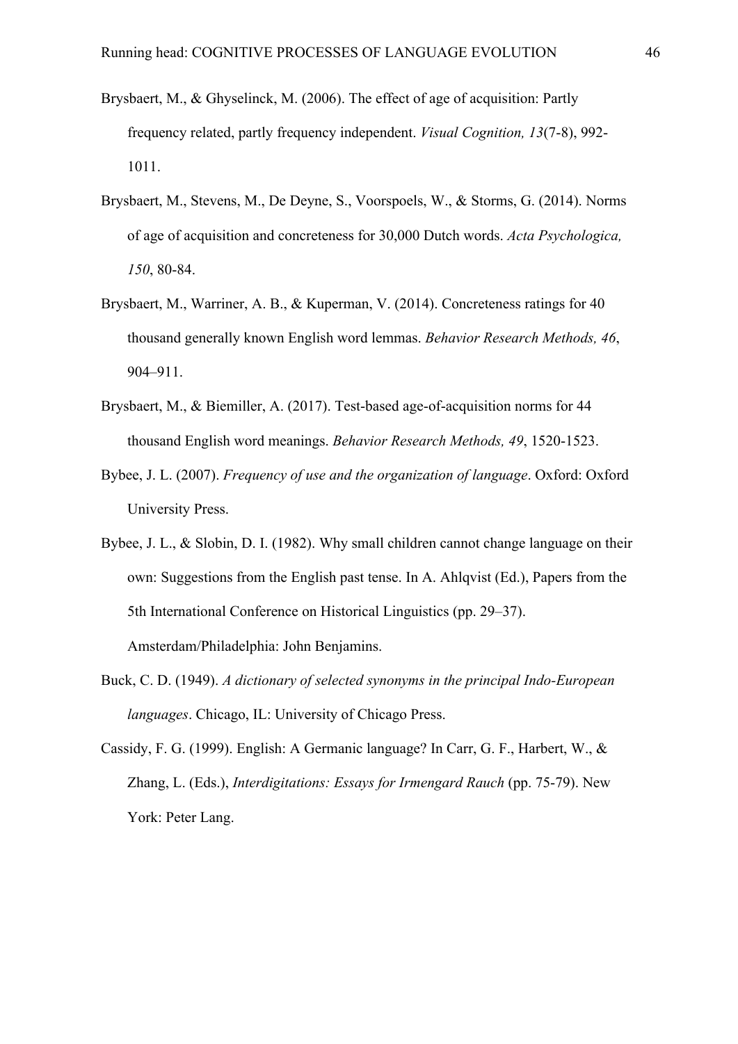Brysbaert, M., & Ghyselinck, M. (2006). The effect of age of acquisition: Partly frequency related, partly frequency independent. *Visual Cognition, 13*(7-8), 992-1011.

Brysbaert, M., Stevens, M., De Deyne, S., Voorspoels, W., & Storms, G. (2014). Norms of age of acquisition and concreteness for 30,000 Dutch words. *Acta Psychologica, 150*, 80-84.

Brysbaert, M., Warriner, A. B., & Kuperman, V. (2014). Concreteness ratings for 40 thousand generally known English word lemmas. *Behavior Research Methods, 46*, 904–911.

Brysbaert, M., & Biemiller, A. (2017). Test-based age-of-acquisition norms for 44 thousand English word meanings. *Behavior Research Methods, 49*, 1520-1523.

Bybee, J. L. (2007). *Frequency of use and the organization of language*. Oxford: Oxford University Press.

Bybee, J. L., & Slobin, D. I. (1982). Why small children cannot change language on their own: Suggestions from the English past tense. In A. Ahlqvist (Ed.), Papers from the 5th International Conference on Historical Linguistics (pp. 29–37). Amsterdam/Philadelphia: John Benjamins.

Buck, C. D. (1949). *A dictionary of selected synonyms in the principal Indo-European languages*. Chicago, IL: University of Chicago Press.

Cassidy, F. G. (1999). English: A Germanic language? In Carr, G. F., Harbert, W., & Zhang, L. (Eds.), *Interdigitations: Essays for Irmengard Rauch* (pp. 75-79). New York: Peter Lang.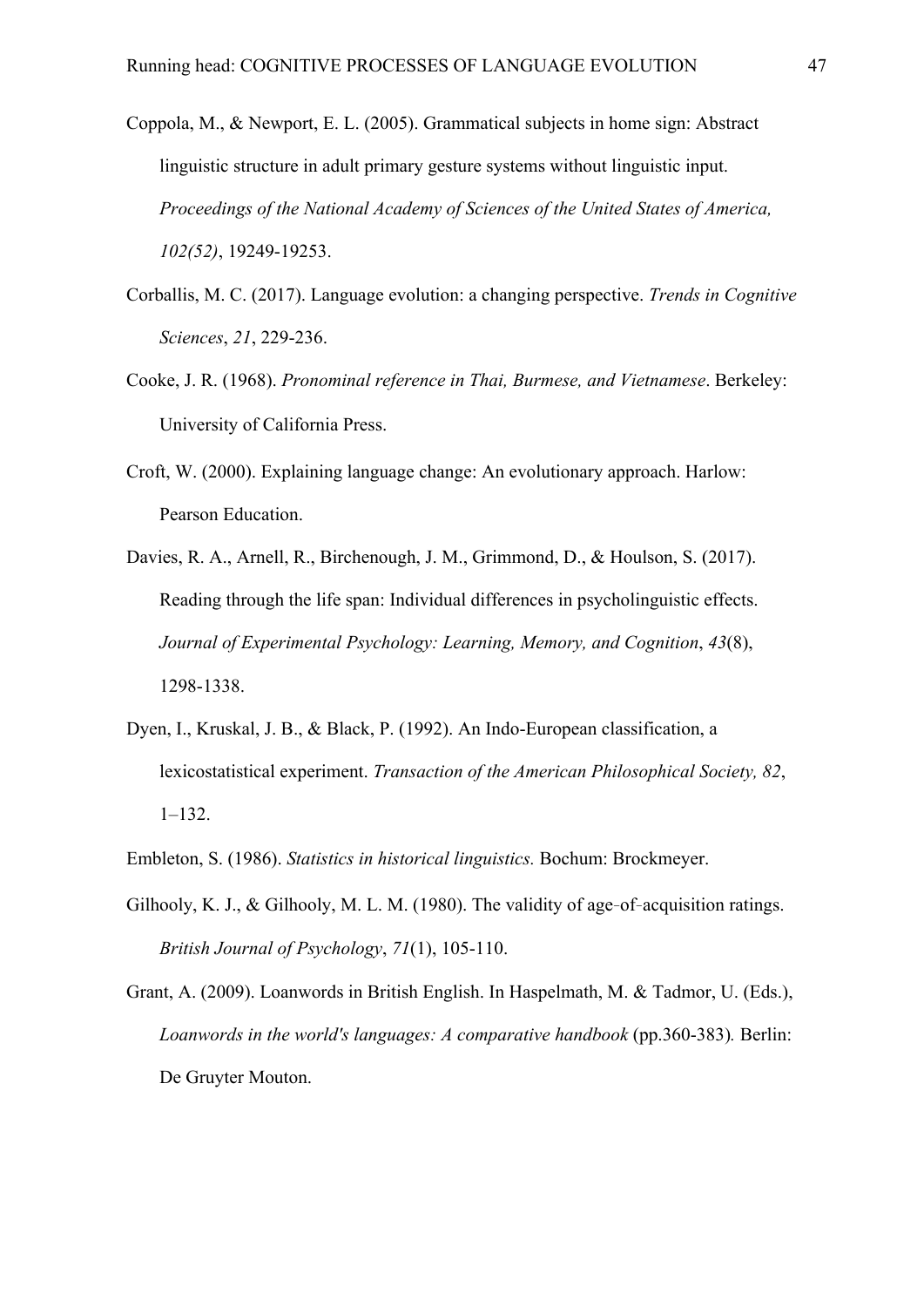Coppola, M., & Newport, E. L. (2005). Grammatical subjects in home sign: Abstract linguistic structure in adult primary gesture systems without linguistic input. *Proceedings of the National Academy of Sciences of the United States of America, 102(52)*, 19249-19253.

Corballis, M. C. (2017). Language evolution: a changing perspective. *Trends in Cognitive Sciences*, *21*, 229-236.

Cooke, J. R. (1968). *Pronominal reference in Thai, Burmese, and Vietnamese*. Berkeley: University of California Press.

Croft, W. (2000). Explaining language change: An evolutionary approach. Harlow: Pearson Education.

Davies, R. A., Arnell, R., Birchenough, J. M., Grimmond, D., & Houlson, S. (2017). Reading through the life span: Individual differences in psycholinguistic effects. *Journal of Experimental Psychology: Learning, Memory, and Cognition*, *43*(8), 1298-1338.

Dyen, I., Kruskal, J. B., & Black, P. (1992). An Indo-European classification, a lexicostatistical experiment. *Transaction of the American Philosophical Society, 82*, 1–132.

Embleton, S. (1986). *Statistics in historical linguistics.* Bochum: Brockmeyer.

Gilhooly, K. J., & Gilhooly, M. L. M. (1980). The validity of age‐of‐acquisition ratings. *British Journal of Psychology*, *71*(1), 105-110.

Grant, A. (2009). Loanwords in British English. In Haspelmath, M. & Tadmor, U. (Eds.), *Loanwords in the world's languages: A comparative handbook* (pp.360-383)*.* Berlin: De Gruyter Mouton.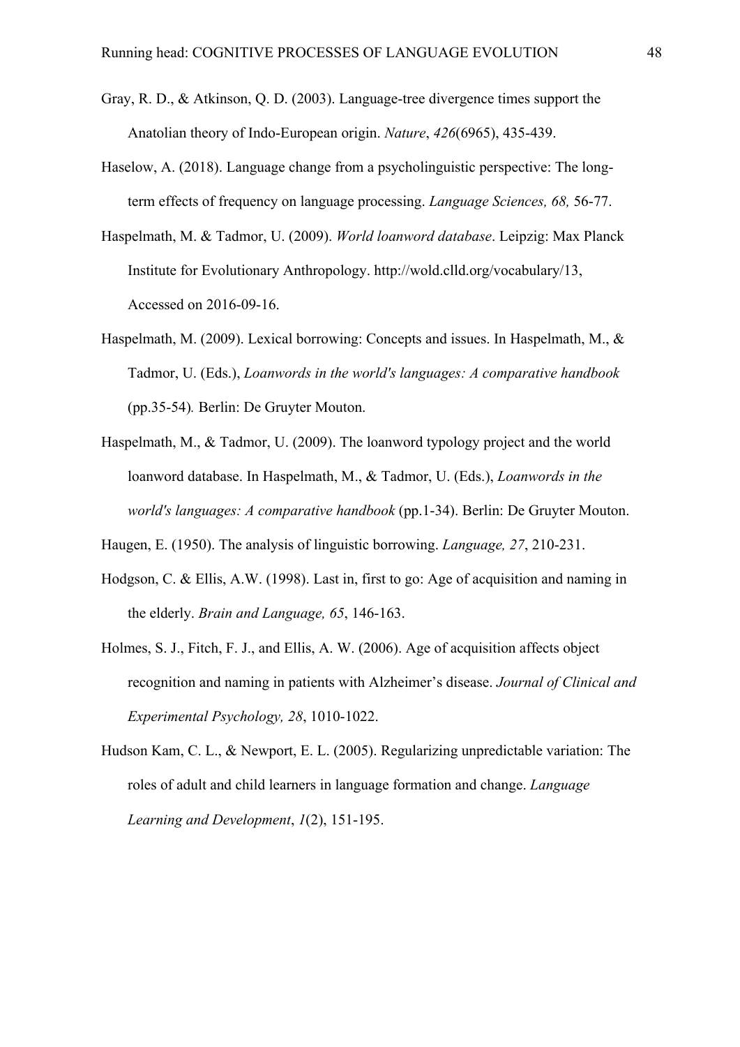Gray, R. D., & Atkinson, Q. D. (2003). Language-tree divergence times support the Anatolian theory of Indo-European origin. *Nature*, *426*(6965), 435-439.

Haselow, A. (2018). Language change from a psycholinguistic perspective: The long-term effects of frequency on language processing. *Language Sciences, 68,* 56-77.

Haspelmath, M. & Tadmor, U. (2009). *World loanword database*. Leipzig: Max Planck Institute for Evolutionary Anthropology. http://wold.clld.org/vocabulary/13, Accessed on 2016-09-16.

Haspelmath, M. (2009). Lexical borrowing: Concepts and issues. In Haspelmath, M., & Tadmor, U. (Eds.), *Loanwords in the world's languages: A comparative handbook* (pp.35-54)*.* Berlin: De Gruyter Mouton.

Haspelmath, M., & Tadmor, U. (2009). The loanword typology project and the world loanword database. In Haspelmath, M., & Tadmor, U. (Eds.), *Loanwords in the world's languages: A comparative handbook* (pp.1-34). Berlin: De Gruyter Mouton.

Haugen, E. (1950). The analysis of linguistic borrowing. *Language, 27*, 210-231.

Hodgson, C. & Ellis, A.W. (1998). Last in, first to go: Age of acquisition and naming in the elderly. *Brain and Language, 65*, 146-163.

Holmes, S. J., Fitch, F. J., and Ellis, A. W. (2006). Age of acquisition affects object recognition and naming in patients with Alzheimer's disease. *Journal of Clinical and Experimental Psychology, 28*, 1010-1022.

Hudson Kam, C. L., & Newport, E. L. (2005). Regularizing unpredictable variation: The roles of adult and child learners in language formation and change. *Language Learning and Development*, *1*(2), 151-195.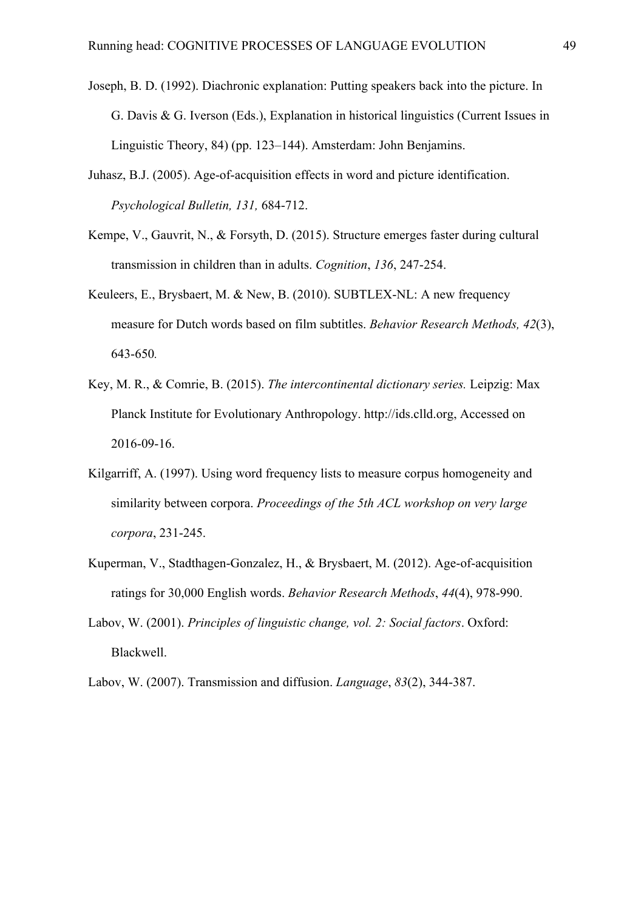Joseph, B. D. (1992). Diachronic explanation: Putting speakers back into the picture. In G. Davis & G. Iverson (Eds.), Explanation in historical linguistics (Current Issues in Linguistic Theory, 84) (pp. 123–144). Amsterdam: John Benjamins.

Juhasz, B.J. (2005). Age-of-acquisition effects in word and picture identification. *Psychological Bulletin, 131,* 684-712.

Kempe, V., Gauvrit, N., & Forsyth, D. (2015). Structure emerges faster during cultural transmission in children than in adults. *Cognition*, *136*, 247-254.

Keuleers, E., Brysbaert, M. & New, B. (2010). SUBTLEX-NL: A new frequency measure for Dutch words based on film subtitles. *Behavior Research Methods, 42*(3), 643-650*.*

Key, M. R., & Comrie, B. (2015). *The intercontinental dictionary series.* Leipzig: Max Planck Institute for Evolutionary Anthropology. http://ids.clld.org, Accessed on 2016-09-16.

Kilgarriff, A. (1997). Using word frequency lists to measure corpus homogeneity and similarity between corpora. *Proceedings of the 5th ACL workshop on very large corpora*, 231-245.

Kuperman, V., Stadthagen-Gonzalez, H., & Brysbaert, M. (2012). Age-of-acquisition ratings for 30,000 English words. *Behavior Research Methods*, *44*(4), 978-990.

Labov, W. (2001). *Principles of linguistic change, vol. 2: Social factors*. Oxford: Blackwell.

Labov, W. (2007). Transmission and diffusion. *Language*, *83*(2), 344-387.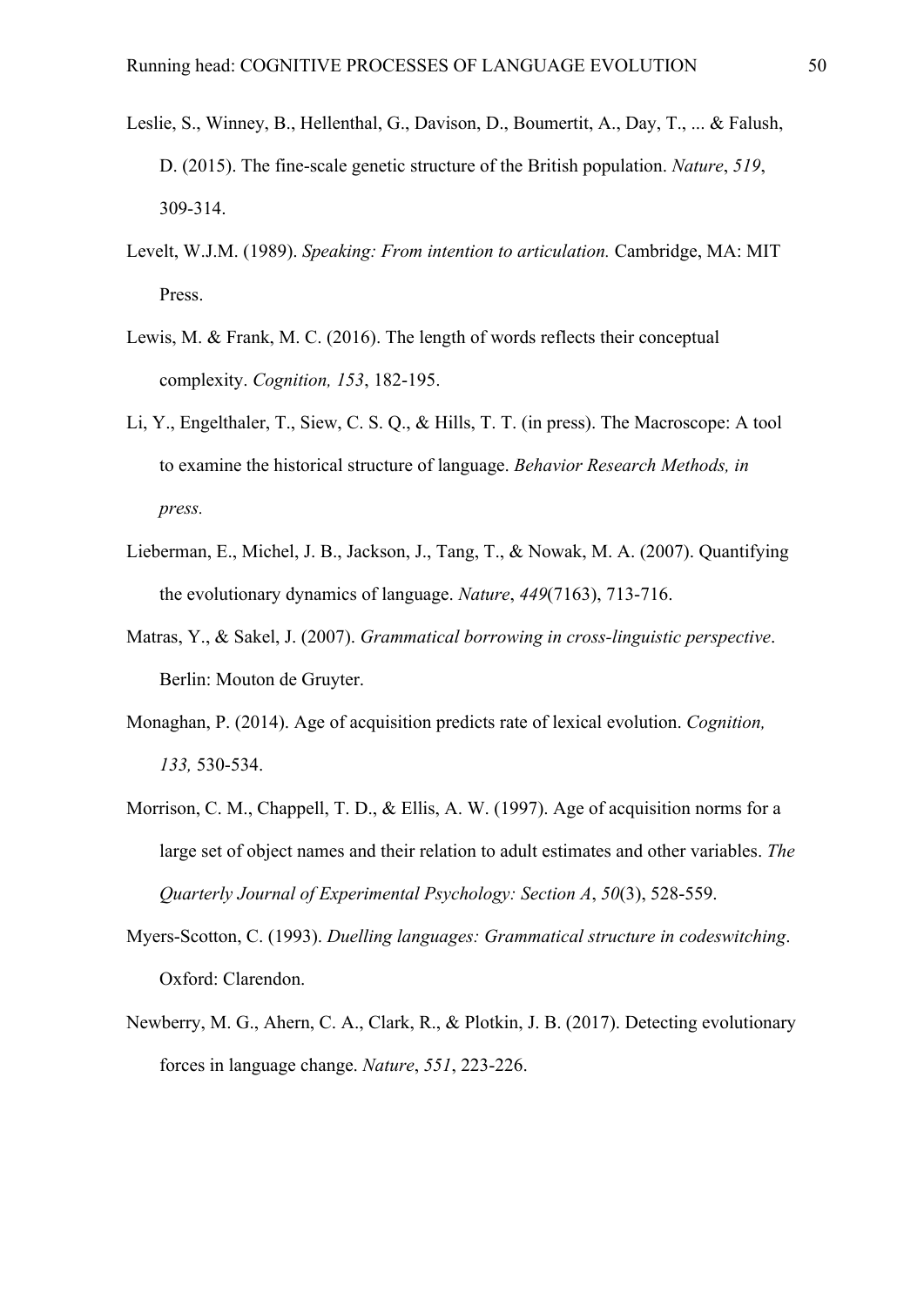Leslie, S., Winney, B., Hellenthal, G., Davison, D., Boumertit, A., Day, T., ... & Falush, D. (2015). The fine-scale genetic structure of the British population. *Nature*, *519*, 309-314.

Levelt, W.J.M. (1989). *Speaking: From intention to articulation.* Cambridge, MA: MIT Press.

Lewis, M. & Frank, M. C. (2016). The length of words reflects their conceptual complexity. *Cognition, 153*, 182-195.

Li, Y., Engelthaler, T., Siew, C. S. Q., & Hills, T. T. (in press). The Macroscope: A tool to examine the historical structure of language. *Behavior Research Methods, in press.*

Lieberman, E., Michel, J. B., Jackson, J., Tang, T., & Nowak, M. A. (2007). Quantifying the evolutionary dynamics of language. *Nature*, *449*(7163), 713-716.

Matras, Y., & Sakel, J. (2007). *Grammatical borrowing in cross-linguistic perspective*. Berlin: Mouton de Gruyter.

Monaghan, P. (2014). Age of acquisition predicts rate of lexical evolution. *Cognition, 133,* 530-534.

Morrison, C. M., Chappell, T. D., & Ellis, A. W. (1997). Age of acquisition norms for a large set of object names and their relation to adult estimates and other variables. *The Quarterly Journal of Experimental Psychology: Section A*, *50*(3), 528-559.

Myers-Scotton, C. (1993). *Duelling languages: Grammatical structure in codeswitching*. Oxford: Clarendon.

Newberry, M. G., Ahern, C. A., Clark, R., & Plotkin, J. B. (2017). Detecting evolutionary forces in language change. *Nature*, *551*, 223-226.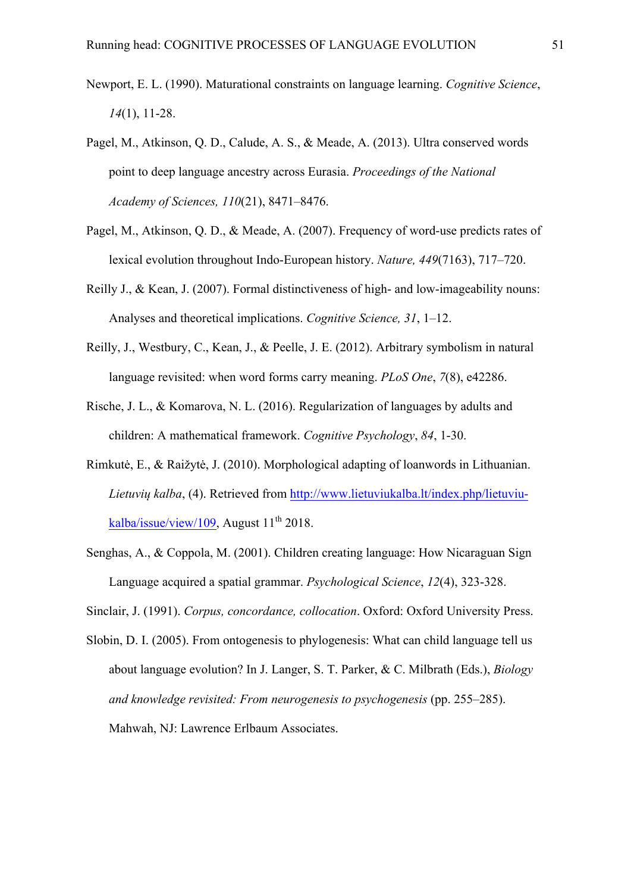Newport, E. L. (1990). Maturational constraints on language learning. *Cognitive Science*, *14*(1), 11-28.

Pagel, M., Atkinson, Q. D., Calude, A. S., & Meade, A. (2013). Ultra conserved words point to deep language ancestry across Eurasia. *Proceedings of the National Academy of Sciences, 110*(21), 8471–8476.

Pagel, M., Atkinson, Q. D., & Meade, A. (2007). Frequency of word-use predicts rates of lexical evolution throughout Indo-European history. *Nature, 449*(7163), 717–720.

Reilly J., & Kean, J. (2007). Formal distinctiveness of high- and low-imageability nouns: Analyses and theoretical implications. *Cognitive Science, 31*, 1–12.

Reilly, J., Westbury, C., Kean, J., & Peelle, J. E. (2012). Arbitrary symbolism in natural language revisited: when word forms carry meaning. *PLoS One*, *7*(8), e42286.

Rische, J. L., & Komarova, N. L. (2016). Regularization of languages by adults and children: A mathematical framework. *Cognitive Psychology*, *84*, 1-30.

Rimkutė, E., & Raižytė, J. (2010). Morphological adapting of loanwords in Lithuanian. *Lietuvių kalba*, (4). Retrieved from http://www.lietuviukalba.lt/index.php/lietuviu-kalba/issue/view/109, August 11th 2018.

Senghas, A., & Coppola, M. (2001). Children creating language: How Nicaraguan Sign Language acquired a spatial grammar. *Psychological Science*, *12*(4), 323-328.

Sinclair, J. (1991). *Corpus, concordance, collocation*. Oxford: Oxford University Press.

Slobin, D. I. (2005). From ontogenesis to phylogenesis: What can child language tell us about language evolution? In J. Langer, S. T. Parker, & C. Milbrath (Eds.), *Biology and knowledge revisited: From neurogenesis to psychogenesis* (pp. 255–285). Mahwah, NJ: Lawrence Erlbaum Associates.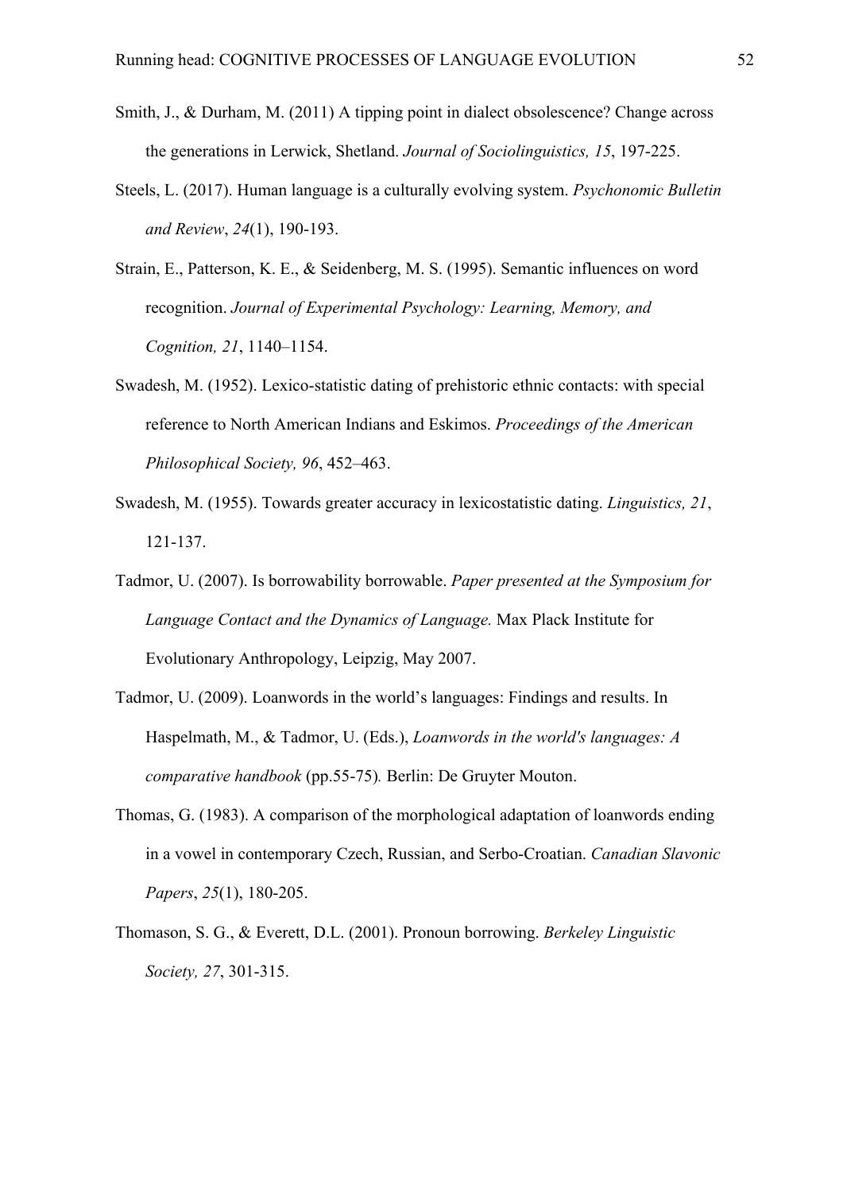Smith, J., & Durham, M. (2011) A tipping point in dialect obsolescence? Change across the generations in Lerwick, Shetland. *Journal of Sociolinguistics, 15*, 197-225.

Steels, L. (2017). Human language is a culturally evolving system. *Psychonomic Bulletin and Review*, *24*(1), 190-193.

Strain, E., Patterson, K. E., & Seidenberg, M. S. (1995). Semantic influences on word recognition. *Journal of Experimental Psychology: Learning, Memory, and Cognition, 21*, 1140–1154.

Swadesh, M. (1952). Lexico-statistic dating of prehistoric ethnic contacts: with special reference to North American Indians and Eskimos. *Proceedings of the American Philosophical Society, 96*, 452–463.

Swadesh, M. (1955). Towards greater accuracy in lexicostatistic dating. *Linguistics, 21*, 121-137.

Tadmor, U. (2007). Is borrowability borrowable. *Paper presented at the Symposium for Language Contact and the Dynamics of Language.* Max Plack Institute for Evolutionary Anthropology, Leipzig, May 2007.

Tadmor, U. (2009). Loanwords in the world's languages: Findings and results. In Haspelmath, M., & Tadmor, U. (Eds.), *Loanwords in the world's languages: A comparative handbook* (pp.55-75)*.* Berlin: De Gruyter Mouton.

Thomas, G. (1983). A comparison of the morphological adaptation of loanwords ending in a vowel in contemporary Czech, Russian, and Serbo-Croatian. *Canadian Slavonic Papers*, *25*(1), 180-205.

Thomason, S. G., & Everett, D.L. (2001). Pronoun borrowing. *Berkeley Linguistic Society, 27*, 301-315.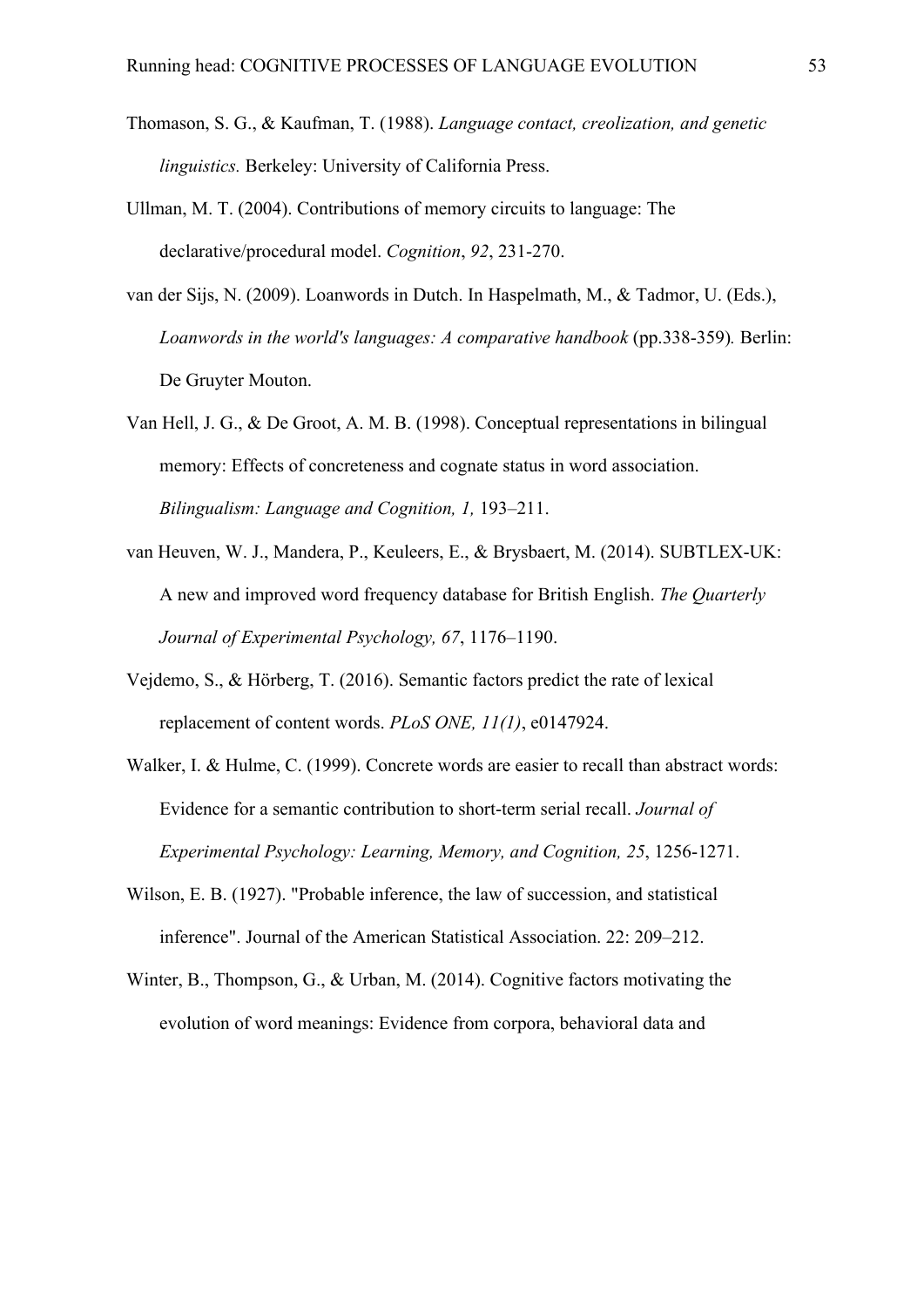Thomason, S. G., & Kaufman, T. (1988). *Language contact, creolization, and genetic linguistics.* Berkeley: University of California Press.

Ullman, M. T. (2004). Contributions of memory circuits to language: The declarative/procedural model. *Cognition*, *92*, 231-270.

van der Sijs, N. (2009). Loanwords in Dutch. In Haspelmath, M., & Tadmor, U. (Eds.), *Loanwords in the world's languages: A comparative handbook* (pp.338-359). Berlin: De Gruyter Mouton.

Van Hell, J. G., & De Groot, A. M. B. (1998). Conceptual representations in bilingual memory: Effects of concreteness and cognate status in word association. *Bilingualism: Language and Cognition, 1,* 193–211.

van Heuven, W. J., Mandera, P., Keuleers, E., & Brysbaert, M. (2014). SUBTLEX-UK: A new and improved word frequency database for British English. *The Quarterly Journal of Experimental Psychology, 67*, 1176–1190.

Vejdemo, S., & Hörberg, T. (2016). Semantic factors predict the rate of lexical replacement of content words. *PLoS ONE, 11(1)*, e0147924.

Walker, I. & Hulme, C. (1999). Concrete words are easier to recall than abstract words: Evidence for a semantic contribution to short-term serial recall. *Journal of Experimental Psychology: Learning, Memory, and Cognition, 25*, 1256-1271.

Wilson, E. B. (1927). "Probable inference, the law of succession, and statistical inference". Journal of the American Statistical Association. 22: 209–212.

Winter, B., Thompson, G., & Urban, M. (2014). Cognitive factors motivating the evolution of word meanings: Evidence from corpora, behavioral data and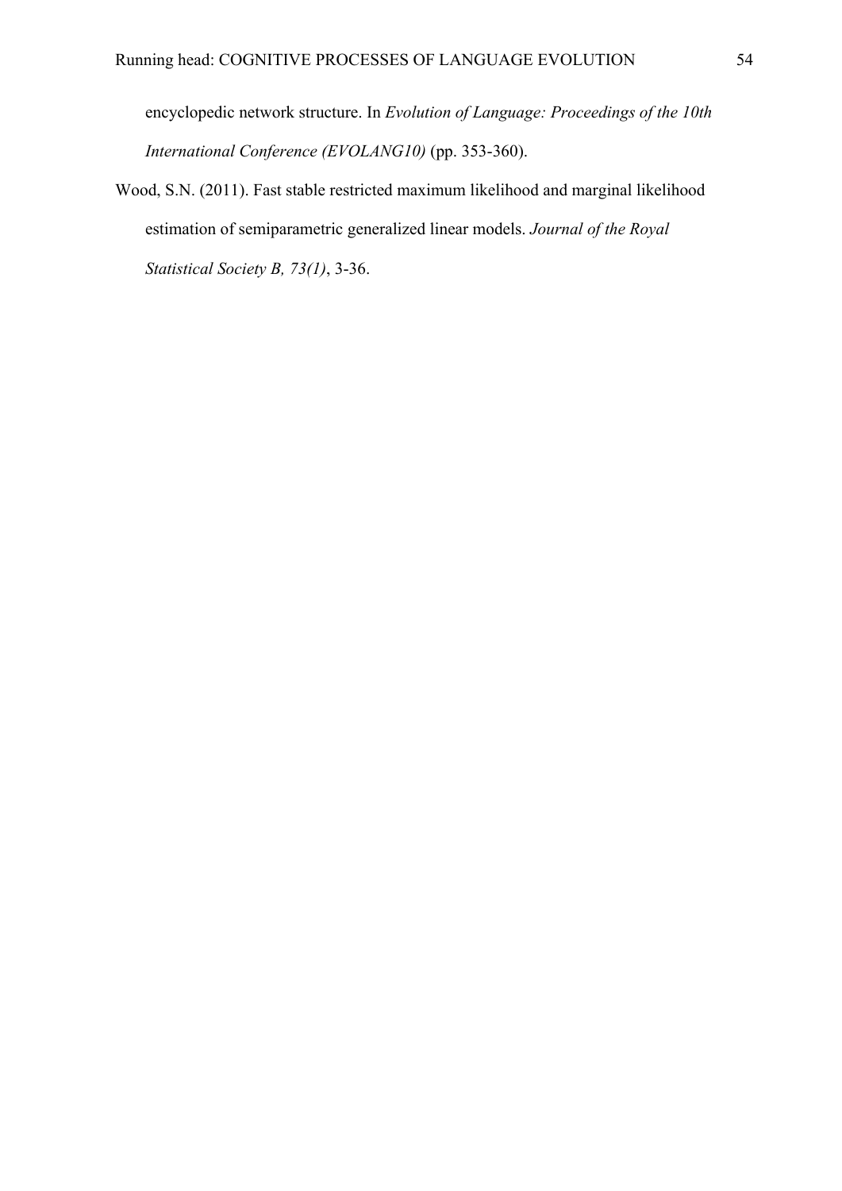encyclopedic network structure. In *Evolution of Language: Proceedings of the 10th International Conference (EVOLANG10)* (pp. 353-360).

Wood, S.N. (2011). Fast stable restricted maximum likelihood and marginal likelihood estimation of semiparametric generalized linear models. *Journal of the Royal Statistical Society B, 73(1)*, 3-36.